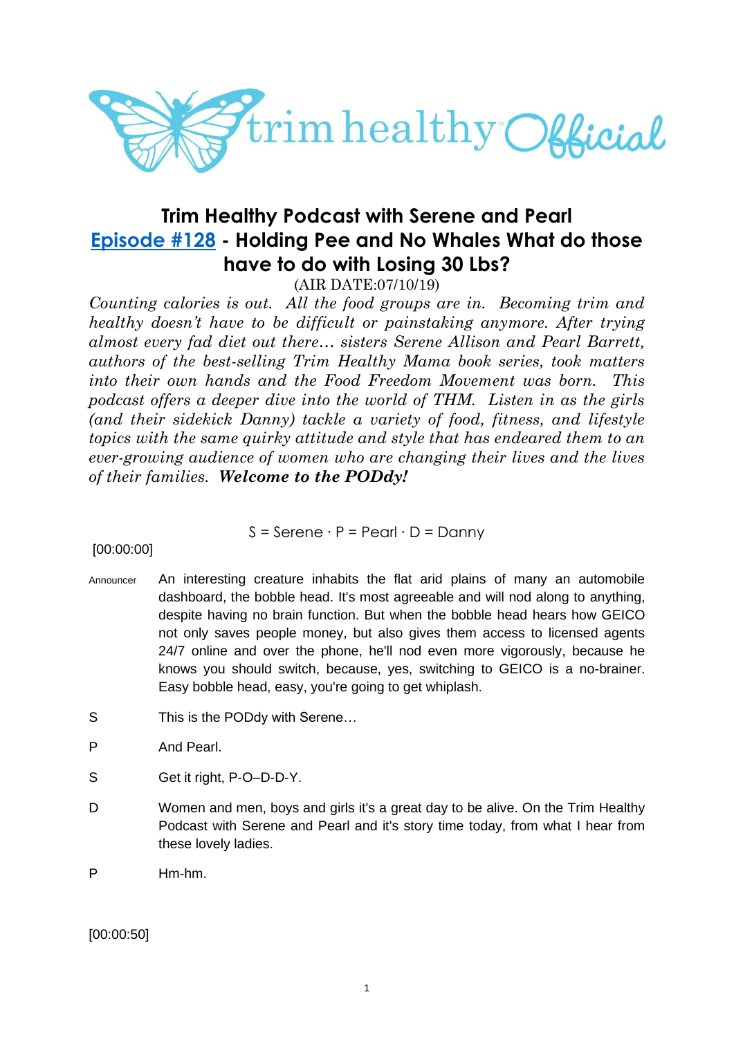# Trim Healthy Podcast with Serene and Pearl

## Episode #128 - Holding Pee and No Whales What do those have to do with Losing 30 Lbs?

(AIR DATE:07/10/19)

*Counting calories is out. All the food groups are in. Becoming trim and healthy doesn't have to be difficult or painstaking anymore. After trying almost every fad diet out there… sisters Serene Allison and Pearl Barrett, authors of the best-selling Trim Healthy Mama book series, took matters into their own hands and the Food Freedom Movement was born. This podcast offers a deeper dive into the world of THM. Listen in as the girls (and their sidekick Danny) tackle a variety of food, fitness, and lifestyle topics with the same quirky attitude and style that has endeared them to an ever-growing audience of women who are changing their lives and the lives of their families.* ***Welcome to the PODdy!***

S = Serene · P = Pearl · D = Danny

[00:00:00]

Announcer An interesting creature inhabits the flat arid plains of many an automobile dashboard, the bobble head. It's most agreeable and will nod along to anything, despite having no brain function. But when the bobble head hears how GEICO not only saves people money, but also gives them access to licensed agents 24/7 online and over the phone, he'll nod even more vigorously, because he knows you should switch, because, yes, switching to GEICO is a no-brainer. Easy bobble head, easy, you're going to get whiplash.

S This is the PODdy with Serene…

P And Pearl.

S Get it right, P-O–D-D-Y.

D Women and men, boys and girls it's a great day to be alive. On the Trim Healthy Podcast with Serene and Pearl and it's story time today, from what I hear from these lovely ladies.

P Hm-hm.

[00:00:50]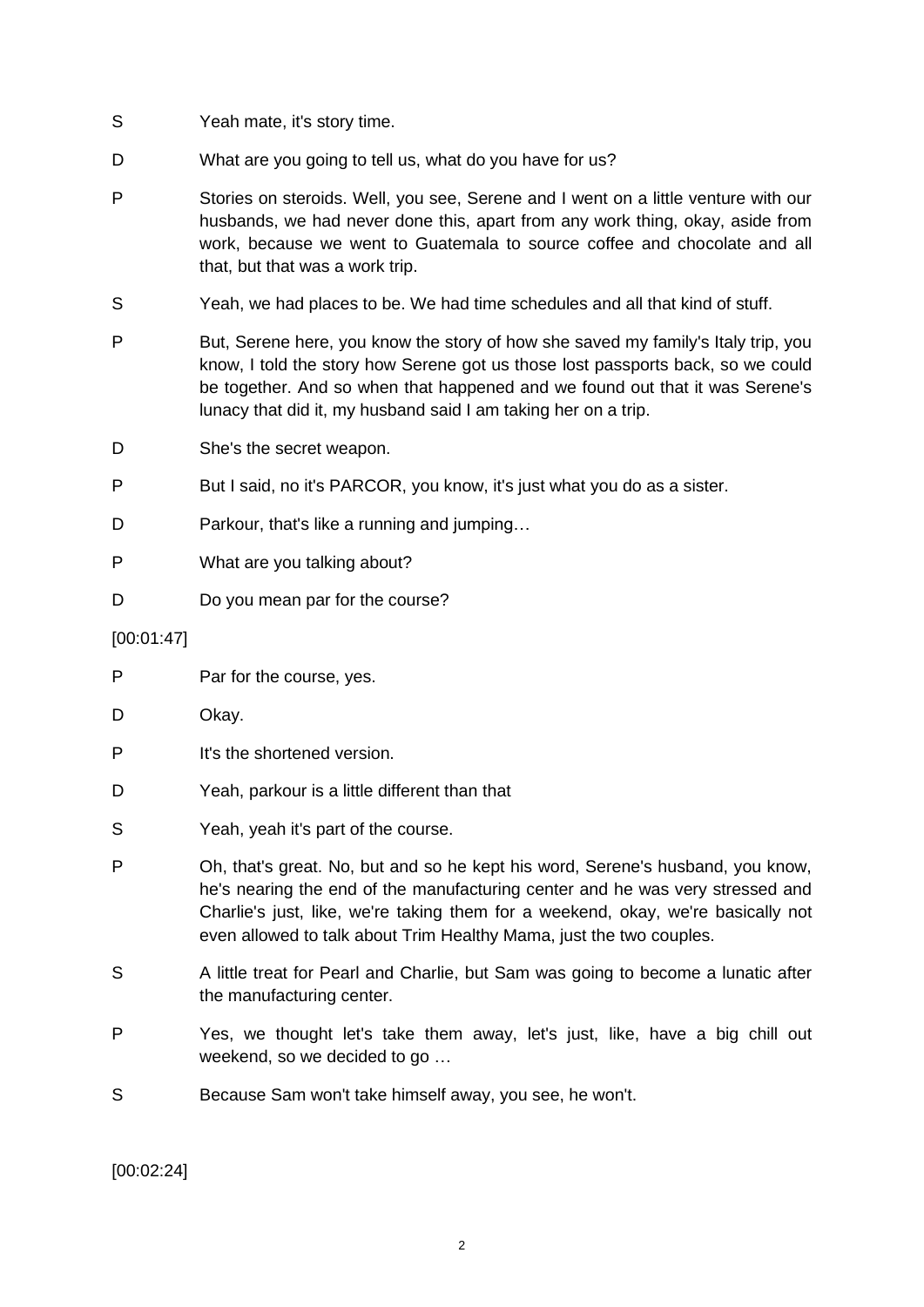S Yeah mate, it's story time.

D What are you going to tell us, what do you have for us?

P Stories on steroids. Well, you see, Serene and I went on a little venture with our husbands, we had never done this, apart from any work thing, okay, aside from work, because we went to Guatemala to source coffee and chocolate and all that, but that was a work trip.

S Yeah, we had places to be. We had time schedules and all that kind of stuff.

P But, Serene here, you know the story of how she saved my family's Italy trip, you know, I told the story how Serene got us those lost passports back, so we could be together. And so when that happened and we found out that it was Serene's lunacy that did it, my husband said I am taking her on a trip.

D She's the secret weapon.

P But I said, no it's PARCOR, you know, it's just what you do as a sister.

D Parkour, that's like a running and jumping…

P What are you talking about?

D Do you mean par for the course?

[00:01:47]

P Par for the course, yes.

D Okay.

P It's the shortened version.

D Yeah, parkour is a little different than that

S Yeah, yeah it's part of the course.

P Oh, that's great. No, but and so he kept his word, Serene's husband, you know, he's nearing the end of the manufacturing center and he was very stressed and Charlie's just, like, we're taking them for a weekend, okay, we're basically not even allowed to talk about Trim Healthy Mama, just the two couples.

S A little treat for Pearl and Charlie, but Sam was going to become a lunatic after the manufacturing center.

P Yes, we thought let's take them away, let's just, like, have a big chill out weekend, so we decided to go …

S Because Sam won't take himself away, you see, he won't.

[00:02:24]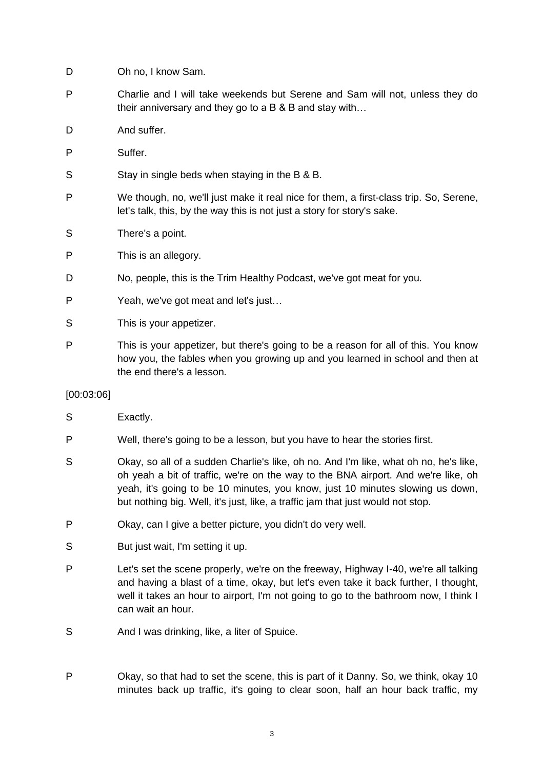D Oh no, I know Sam.

P Charlie and I will take weekends but Serene and Sam will not, unless they do their anniversary and they go to a B & B and stay with…

D And suffer.

P Suffer.

S Stay in single beds when staying in the B & B.

P We though, no, we'll just make it real nice for them, a first-class trip. So, Serene, let's talk, this, by the way this is not just a story for story's sake.

S There's a point.

P This is an allegory.

D No, people, this is the Trim Healthy Podcast, we've got meat for you.

P Yeah, we've got meat and let's just…

S This is your appetizer.

P This is your appetizer, but there's going to be a reason for all of this. You know how you, the fables when you growing up and you learned in school and then at the end there's a lesson.

[00:03:06]

S Exactly.

P Well, there's going to be a lesson, but you have to hear the stories first.

S Okay, so all of a sudden Charlie's like, oh no. And I'm like, what oh no, he's like, oh yeah a bit of traffic, we're on the way to the BNA airport. And we're like, oh yeah, it's going to be 10 minutes, you know, just 10 minutes slowing us down, but nothing big. Well, it's just, like, a traffic jam that just would not stop.

P Okay, can I give a better picture, you didn't do very well.

S But just wait, I'm setting it up.

P Let's set the scene properly, we're on the freeway, Highway I-40, we're all talking and having a blast of a time, okay, but let's even take it back further, I thought, well it takes an hour to airport, I'm not going to go to the bathroom now, I think I can wait an hour.

S And I was drinking, like, a liter of Spuice.

P Okay, so that had to set the scene, this is part of it Danny. So, we think, okay 10 minutes back up traffic, it's going to clear soon, half an hour back traffic, my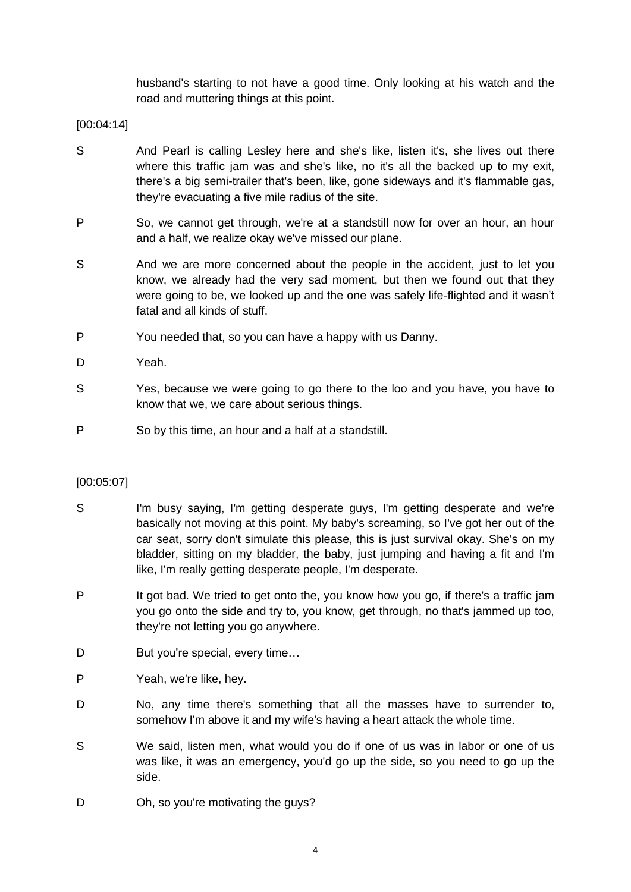husband's starting to not have a good time. Only looking at his watch and the road and muttering things at this point.

[00:04:14]

S And Pearl is calling Lesley here and she's like, listen it's, she lives out there where this traffic jam was and she's like, no it's all the backed up to my exit, there's a big semi-trailer that's been, like, gone sideways and it's flammable gas, they're evacuating a five mile radius of the site.

P So, we cannot get through, we're at a standstill now for over an hour, an hour and a half, we realize okay we've missed our plane.

S And we are more concerned about the people in the accident, just to let you know, we already had the very sad moment, but then we found out that they were going to be, we looked up and the one was safely life-flighted and it wasn't fatal and all kinds of stuff.

P You needed that, so you can have a happy with us Danny.

D Yeah.

S Yes, because we were going to go there to the loo and you have, you have to know that we, we care about serious things.

P So by this time, an hour and a half at a standstill.

[00:05:07]

S I'm busy saying, I'm getting desperate guys, I'm getting desperate and we're basically not moving at this point. My baby's screaming, so I've got her out of the car seat, sorry don't simulate this please, this is just survival okay. She's on my bladder, sitting on my bladder, the baby, just jumping and having a fit and I'm like, I'm really getting desperate people, I'm desperate.

P It got bad. We tried to get onto the, you know how you go, if there's a traffic jam you go onto the side and try to, you know, get through, no that's jammed up too, they're not letting you go anywhere.

D But you're special, every time…

P Yeah, we're like, hey.

D No, any time there's something that all the masses have to surrender to, somehow I'm above it and my wife's having a heart attack the whole time.

S We said, listen men, what would you do if one of us was in labor or one of us was like, it was an emergency, you'd go up the side, so you need to go up the side.

D Oh, so you're motivating the guys?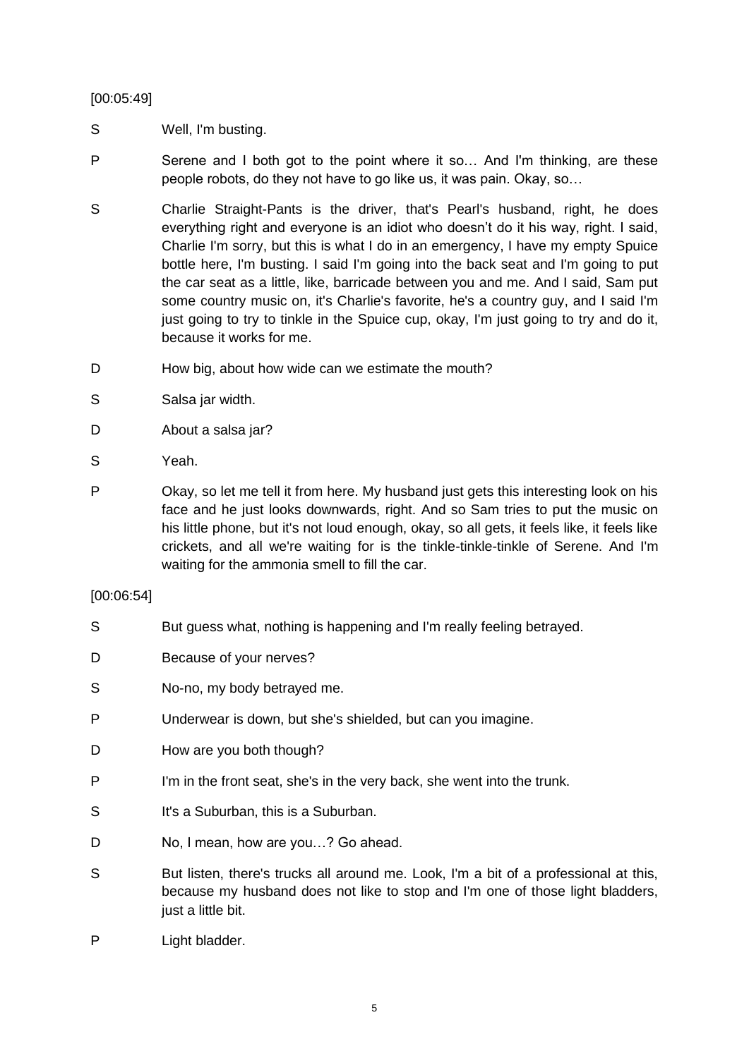[00:05:49]

S Well, I'm busting.

P Serene and I both got to the point where it so… And I'm thinking, are these people robots, do they not have to go like us, it was pain. Okay, so…

S Charlie Straight-Pants is the driver, that's Pearl's husband, right, he does everything right and everyone is an idiot who doesn't do it his way, right. I said, Charlie I'm sorry, but this is what I do in an emergency, I have my empty Spuice bottle here, I'm busting. I said I'm going into the back seat and I'm going to put the car seat as a little, like, barricade between you and me. And I said, Sam put some country music on, it's Charlie's favorite, he's a country guy, and I said I'm just going to try to tinkle in the Spuice cup, okay, I'm just going to try and do it, because it works for me.

D How big, about how wide can we estimate the mouth?

S Salsa jar width.

D About a salsa jar?

S Yeah.

P Okay, so let me tell it from here. My husband just gets this interesting look on his face and he just looks downwards, right. And so Sam tries to put the music on his little phone, but it's not loud enough, okay, so all gets, it feels like, it feels like crickets, and all we're waiting for is the tinkle-tinkle-tinkle of Serene. And I'm waiting for the ammonia smell to fill the car.

[00:06:54]

S But guess what, nothing is happening and I'm really feeling betrayed.

D Because of your nerves?

S No-no, my body betrayed me.

P Underwear is down, but she's shielded, but can you imagine.

D How are you both though?

P I'm in the front seat, she's in the very back, she went into the trunk.

S It's a Suburban, this is a Suburban.

D No, I mean, how are you…? Go ahead.

S But listen, there's trucks all around me. Look, I'm a bit of a professional at this, because my husband does not like to stop and I'm one of those light bladders, just a little bit.

P Light bladder.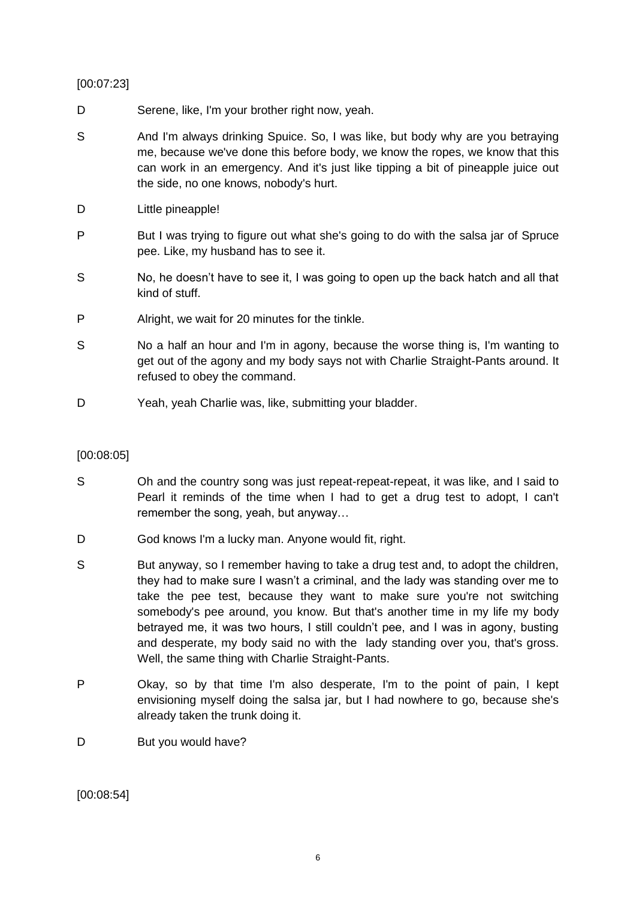[00:07:23]

D Serene, like, I'm your brother right now, yeah.

S And I'm always drinking Spuice. So, I was like, but body why are you betraying me, because we've done this before body, we know the ropes, we know that this can work in an emergency. And it's just like tipping a bit of pineapple juice out the side, no one knows, nobody's hurt.

D Little pineapple!

P But I was trying to figure out what she's going to do with the salsa jar of Spruce pee. Like, my husband has to see it.

S No, he doesn't have to see it, I was going to open up the back hatch and all that kind of stuff.

P Alright, we wait for 20 minutes for the tinkle.

S No a half an hour and I'm in agony, because the worse thing is, I'm wanting to get out of the agony and my body says not with Charlie Straight-Pants around. It refused to obey the command.

D Yeah, yeah Charlie was, like, submitting your bladder.

[00:08:05]

S Oh and the country song was just repeat-repeat-repeat, it was like, and I said to Pearl it reminds of the time when I had to get a drug test to adopt, I can't remember the song, yeah, but anyway…

D God knows I'm a lucky man. Anyone would fit, right.

S But anyway, so I remember having to take a drug test and, to adopt the children, they had to make sure I wasn't a criminal, and the lady was standing over me to take the pee test, because they want to make sure you're not switching somebody's pee around, you know. But that's another time in my life my body betrayed me, it was two hours, I still couldn't pee, and I was in agony, busting and desperate, my body said no with the lady standing over you, that's gross. Well, the same thing with Charlie Straight-Pants.

P Okay, so by that time I'm also desperate, I'm to the point of pain, I kept envisioning myself doing the salsa jar, but I had nowhere to go, because she's already taken the trunk doing it.

D But you would have?

[00:08:54]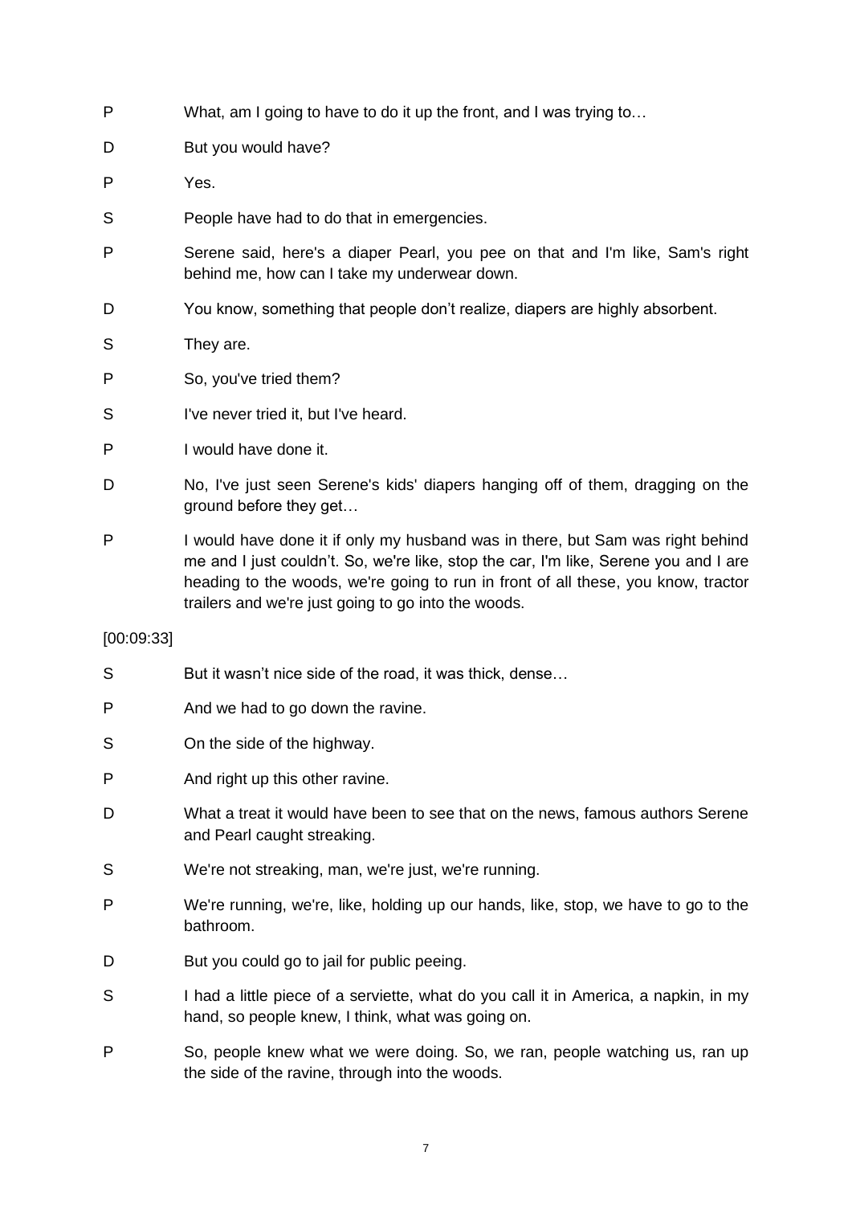P What, am I going to have to do it up the front, and I was trying to…

D But you would have?

P Yes.

S People have had to do that in emergencies.

P Serene said, here's a diaper Pearl, you pee on that and I'm like, Sam's right behind me, how can I take my underwear down.

D You know, something that people don't realize, diapers are highly absorbent.

S They are.

P So, you've tried them?

S I've never tried it, but I've heard.

P I would have done it.

D No, I've just seen Serene's kids' diapers hanging off of them, dragging on the ground before they get…

P I would have done it if only my husband was in there, but Sam was right behind me and I just couldn't. So, we're like, stop the car, I'm like, Serene you and I are heading to the woods, we're going to run in front of all these, you know, tractor trailers and we're just going to go into the woods.

[00:09:33]

S But it wasn't nice side of the road, it was thick, dense…

P And we had to go down the ravine.

S On the side of the highway.

P And right up this other ravine.

D What a treat it would have been to see that on the news, famous authors Serene and Pearl caught streaking.

S We're not streaking, man, we're just, we're running.

P We're running, we're, like, holding up our hands, like, stop, we have to go to the bathroom.

D But you could go to jail for public peeing.

S I had a little piece of a serviette, what do you call it in America, a napkin, in my hand, so people knew, I think, what was going on.

P So, people knew what we were doing. So, we ran, people watching us, ran up the side of the ravine, through into the woods.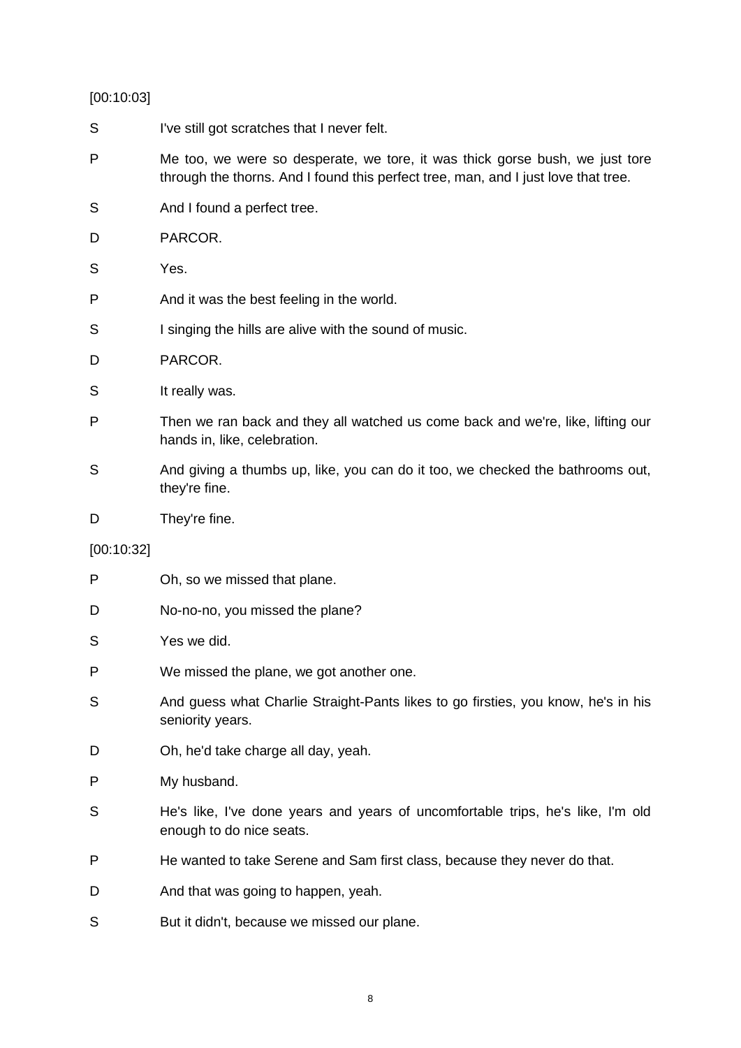[00:10:03]

S	I've still got scratches that I never felt.

P	Me too, we were so desperate, we tore, it was thick gorse bush, we just tore through the thorns. And I found this perfect tree, man, and I just love that tree.

S	And I found a perfect tree.

D	PARCOR.

S	Yes.

P	And it was the best feeling in the world.

S	I singing the hills are alive with the sound of music.

D	PARCOR.

S	It really was.

P	Then we ran back and they all watched us come back and we're, like, lifting our hands in, like, celebration.

S	And giving a thumbs up, like, you can do it too, we checked the bathrooms out, they're fine.

D	They're fine.

[00:10:32]

P	Oh, so we missed that plane.

D	No-no-no, you missed the plane?

S	Yes we did.

P	We missed the plane, we got another one.

S	And guess what Charlie Straight-Pants likes to go firsties, you know, he's in his seniority years.

D	Oh, he'd take charge all day, yeah.

P	My husband.

S	He's like, I've done years and years of uncomfortable trips, he's like, I'm old enough to do nice seats.

P	He wanted to take Serene and Sam first class, because they never do that.

D	And that was going to happen, yeah.

S	But it didn't, because we missed our plane.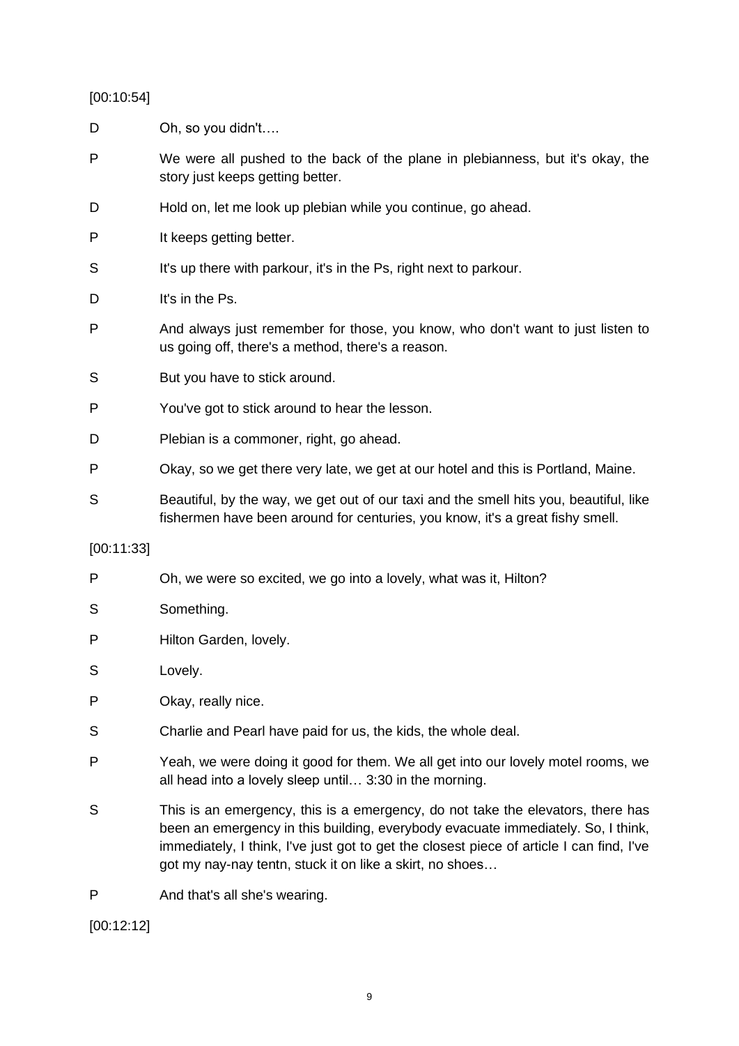[00:10:54]

D Oh, so you didn't….

P We were all pushed to the back of the plane in plebianness, but it's okay, the story just keeps getting better.

D Hold on, let me look up plebian while you continue, go ahead.

P It keeps getting better.

S It's up there with parkour, it's in the Ps, right next to parkour.

D It's in the Ps.

P And always just remember for those, you know, who don't want to just listen to us going off, there's a method, there's a reason.

S But you have to stick around.

P You've got to stick around to hear the lesson.

D Plebian is a commoner, right, go ahead.

P Okay, so we get there very late, we get at our hotel and this is Portland, Maine.

S Beautiful, by the way, we get out of our taxi and the smell hits you, beautiful, like fishermen have been around for centuries, you know, it's a great fishy smell.

[00:11:33]

P Oh, we were so excited, we go into a lovely, what was it, Hilton?

S Something.

P Hilton Garden, lovely.

S Lovely.

P Okay, really nice.

S Charlie and Pearl have paid for us, the kids, the whole deal.

P Yeah, we were doing it good for them. We all get into our lovely motel rooms, we all head into a lovely sleep until… 3:30 in the morning.

S This is an emergency, this is a emergency, do not take the elevators, there has been an emergency in this building, everybody evacuate immediately. So, I think, immediately, I think, I've just got to get the closest piece of article I can find, I've got my nay-nay tentn, stuck it on like a skirt, no shoes…

P And that's all she's wearing.

[00:12:12]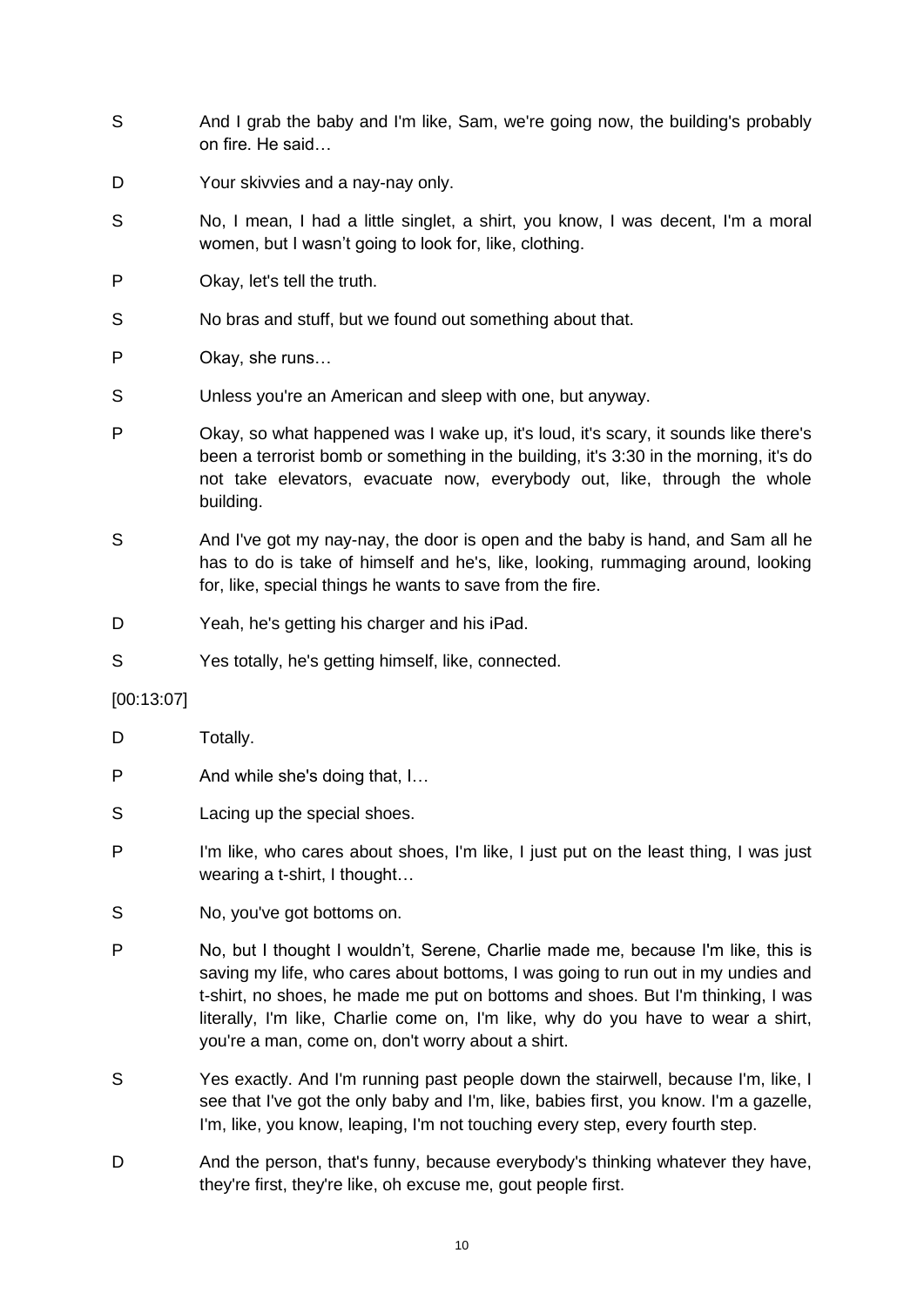S And I grab the baby and I'm like, Sam, we're going now, the building's probably on fire. He said…

D Your skivvies and a nay-nay only.

S No, I mean, I had a little singlet, a shirt, you know, I was decent, I'm a moral women, but I wasn't going to look for, like, clothing.

P Okay, let's tell the truth.

S No bras and stuff, but we found out something about that.

P Okay, she runs…

S Unless you're an American and sleep with one, but anyway.

P Okay, so what happened was I wake up, it's loud, it's scary, it sounds like there's been a terrorist bomb or something in the building, it's 3:30 in the morning, it's do not take elevators, evacuate now, everybody out, like, through the whole building.

S And I've got my nay-nay, the door is open and the baby is hand, and Sam all he has to do is take of himself and he's, like, looking, rummaging around, looking for, like, special things he wants to save from the fire.

D Yeah, he's getting his charger and his iPad.

S Yes totally, he's getting himself, like, connected.

[00:13:07]

D Totally.

P And while she's doing that, I…

S Lacing up the special shoes.

P I'm like, who cares about shoes, I'm like, I just put on the least thing, I was just wearing a t-shirt, I thought…

S No, you've got bottoms on.

P No, but I thought I wouldn't, Serene, Charlie made me, because I'm like, this is saving my life, who cares about bottoms, I was going to run out in my undies and t-shirt, no shoes, he made me put on bottoms and shoes. But I'm thinking, I was literally, I'm like, Charlie come on, I'm like, why do you have to wear a shirt, you're a man, come on, don't worry about a shirt.

S Yes exactly. And I'm running past people down the stairwell, because I'm, like, I see that I've got the only baby and I'm, like, babies first, you know. I'm a gazelle, I'm, like, you know, leaping, I'm not touching every step, every fourth step.

D And the person, that's funny, because everybody's thinking whatever they have, they're first, they're like, oh excuse me, gout people first.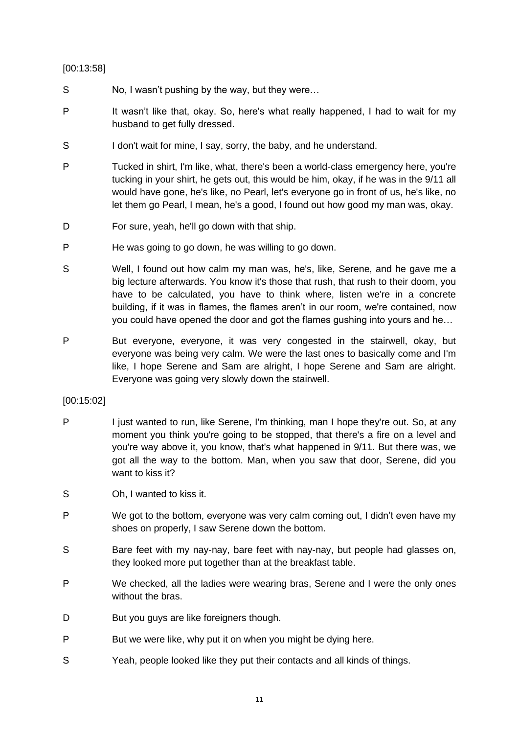[00:13:58]

S No, I wasn't pushing by the way, but they were…

P It wasn't like that, okay. So, here's what really happened, I had to wait for my husband to get fully dressed.

S I don't wait for mine, I say, sorry, the baby, and he understand.

P Tucked in shirt, I'm like, what, there's been a world-class emergency here, you're tucking in your shirt, he gets out, this would be him, okay, if he was in the 9/11 all would have gone, he's like, no Pearl, let's everyone go in front of us, he's like, no let them go Pearl, I mean, he's a good, I found out how good my man was, okay.

D For sure, yeah, he'll go down with that ship.

P He was going to go down, he was willing to go down.

S Well, I found out how calm my man was, he's, like, Serene, and he gave me a big lecture afterwards. You know it's those that rush, that rush to their doom, you have to be calculated, you have to think where, listen we're in a concrete building, if it was in flames, the flames aren't in our room, we're contained, now you could have opened the door and got the flames gushing into yours and he…

P But everyone, everyone, it was very congested in the stairwell, okay, but everyone was being very calm. We were the last ones to basically come and I'm like, I hope Serene and Sam are alright, I hope Serene and Sam are alright. Everyone was going very slowly down the stairwell.

[00:15:02]

P I just wanted to run, like Serene, I'm thinking, man I hope they're out. So, at any moment you think you're going to be stopped, that there's a fire on a level and you're way above it, you know, that's what happened in 9/11. But there was, we got all the way to the bottom. Man, when you saw that door, Serene, did you want to kiss it?

S Oh, I wanted to kiss it.

P We got to the bottom, everyone was very calm coming out, I didn't even have my shoes on properly, I saw Serene down the bottom.

S Bare feet with my nay-nay, bare feet with nay-nay, but people had glasses on, they looked more put together than at the breakfast table.

P We checked, all the ladies were wearing bras, Serene and I were the only ones without the bras.

D But you guys are like foreigners though.

P But we were like, why put it on when you might be dying here.

S Yeah, people looked like they put their contacts and all kinds of things.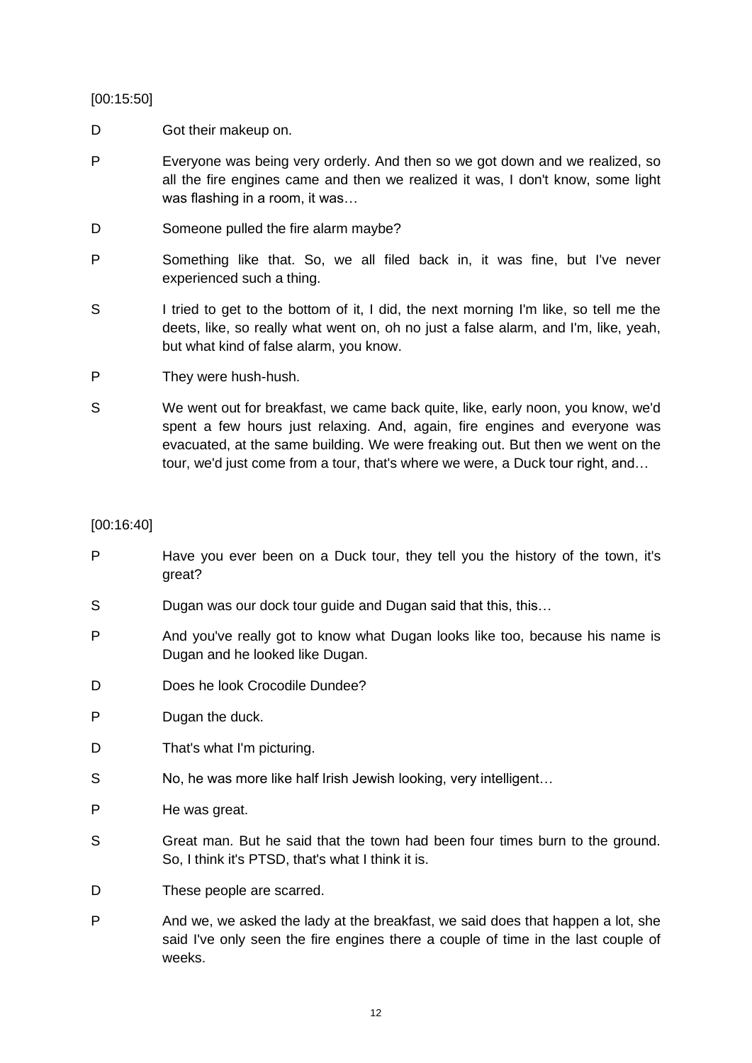[00:15:50]

D Got their makeup on.

P Everyone was being very orderly. And then so we got down and we realized, so all the fire engines came and then we realized it was, I don't know, some light was flashing in a room, it was…

D Someone pulled the fire alarm maybe?

P Something like that. So, we all filed back in, it was fine, but I've never experienced such a thing.

S I tried to get to the bottom of it, I did, the next morning I'm like, so tell me the deets, like, so really what went on, oh no just a false alarm, and I'm, like, yeah, but what kind of false alarm, you know.

P They were hush-hush.

S We went out for breakfast, we came back quite, like, early noon, you know, we'd spent a few hours just relaxing. And, again, fire engines and everyone was evacuated, at the same building. We were freaking out. But then we went on the tour, we'd just come from a tour, that's where we were, a Duck tour right, and…

[00:16:40]

P Have you ever been on a Duck tour, they tell you the history of the town, it's great?

S Dugan was our dock tour guide and Dugan said that this, this…

P And you've really got to know what Dugan looks like too, because his name is Dugan and he looked like Dugan.

D Does he look Crocodile Dundee?

P Dugan the duck.

D That's what I'm picturing.

S No, he was more like half Irish Jewish looking, very intelligent…

P He was great.

S Great man. But he said that the town had been four times burn to the ground. So, I think it's PTSD, that's what I think it is.

D These people are scarred.

P And we, we asked the lady at the breakfast, we said does that happen a lot, she said I've only seen the fire engines there a couple of time in the last couple of weeks.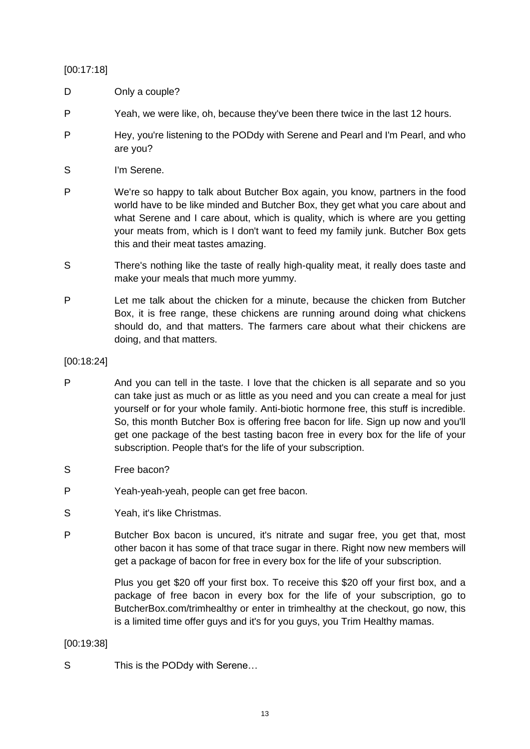[00:17:18]

D	Only a couple?

P	Yeah, we were like, oh, because they've been there twice in the last 12 hours.

P	Hey, you're listening to the PODdy with Serene and Pearl and I'm Pearl, and who are you?

S	I'm Serene.

P	We're so happy to talk about Butcher Box again, you know, partners in the food world have to be like minded and Butcher Box, they get what you care about and what Serene and I care about, which is quality, which is where are you getting your meats from, which is I don't want to feed my family junk. Butcher Box gets this and their meat tastes amazing.

S	There's nothing like the taste of really high-quality meat, it really does taste and make your meals that much more yummy.

P	Let me talk about the chicken for a minute, because the chicken from Butcher Box, it is free range, these chickens are running around doing what chickens should do, and that matters. The farmers care about what their chickens are doing, and that matters.

[00:18:24]

P	And you can tell in the taste. I love that the chicken is all separate and so you can take just as much or as little as you need and you can create a meal for just yourself or for your whole family. Anti-biotic hormone free, this stuff is incredible. So, this month Butcher Box is offering free bacon for life. Sign up now and you'll get one package of the best tasting bacon free in every box for the life of your subscription. People that's for the life of your subscription.

S	Free bacon?

P	Yeah-yeah-yeah, people can get free bacon.

S	Yeah, it's like Christmas.

P	Butcher Box bacon is uncured, it's nitrate and sugar free, you get that, most other bacon it has some of that trace sugar in there. Right now new members will get a package of bacon for free in every box for the life of your subscription.

Plus you get $20 off your first box. To receive this $20 off your first box, and a package of free bacon in every box for the life of your subscription, go to ButcherBox.com/trimhealthy or enter in trimhealthy at the checkout, go now, this is a limited time offer guys and it's for you guys, you Trim Healthy mamas.

[00:19:38]

S	This is the PODdy with Serene…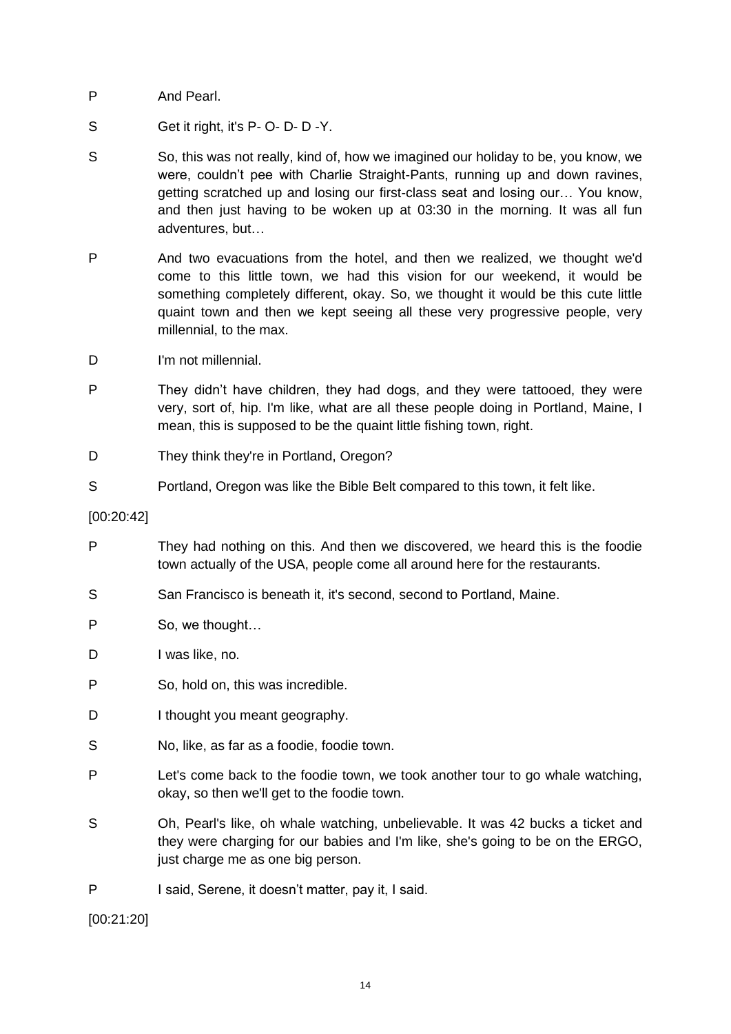P And Pearl.

S Get it right, it's P- O- D- D -Y.

S So, this was not really, kind of, how we imagined our holiday to be, you know, we were, couldn't pee with Charlie Straight-Pants, running up and down ravines, getting scratched up and losing our first-class seat and losing our… You know, and then just having to be woken up at 03:30 in the morning. It was all fun adventures, but…

P And two evacuations from the hotel, and then we realized, we thought we'd come to this little town, we had this vision for our weekend, it would be something completely different, okay. So, we thought it would be this cute little quaint town and then we kept seeing all these very progressive people, very millennial, to the max.

D I'm not millennial.

P They didn't have children, they had dogs, and they were tattooed, they were very, sort of, hip. I'm like, what are all these people doing in Portland, Maine, I mean, this is supposed to be the quaint little fishing town, right.

D They think they're in Portland, Oregon?

S Portland, Oregon was like the Bible Belt compared to this town, it felt like.

[00:20:42]

P They had nothing on this. And then we discovered, we heard this is the foodie town actually of the USA, people come all around here for the restaurants.

S San Francisco is beneath it, it's second, second to Portland, Maine.

P So, we thought…

D I was like, no.

P So, hold on, this was incredible.

D I thought you meant geography.

S No, like, as far as a foodie, foodie town.

P Let's come back to the foodie town, we took another tour to go whale watching, okay, so then we'll get to the foodie town.

S Oh, Pearl's like, oh whale watching, unbelievable. It was 42 bucks a ticket and they were charging for our babies and I'm like, she's going to be on the ERGO, just charge me as one big person.

P I said, Serene, it doesn't matter, pay it, I said.

[00:21:20]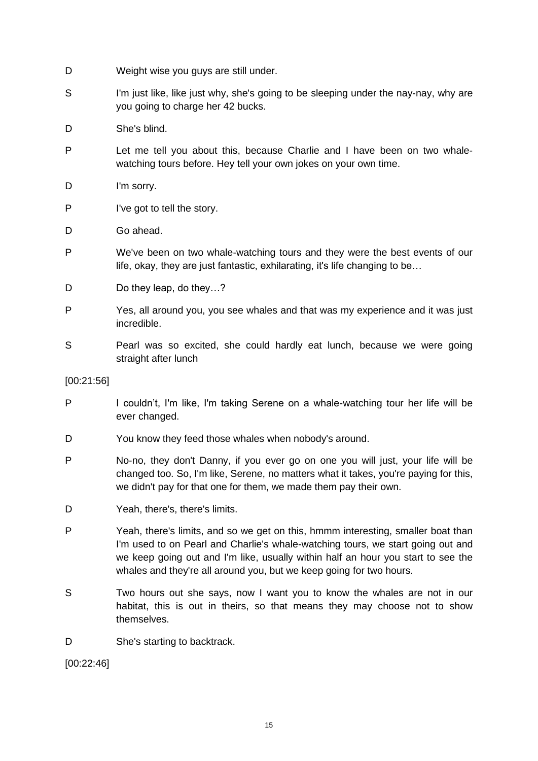D Weight wise you guys are still under.

S I'm just like, like just why, she's going to be sleeping under the nay-nay, why are you going to charge her 42 bucks.

D She's blind.

P Let me tell you about this, because Charlie and I have been on two whale-watching tours before. Hey tell your own jokes on your own time.

D I'm sorry.

P I've got to tell the story.

D Go ahead.

P We've been on two whale-watching tours and they were the best events of our life, okay, they are just fantastic, exhilarating, it's life changing to be…

D Do they leap, do they…?

P Yes, all around you, you see whales and that was my experience and it was just incredible.

S Pearl was so excited, she could hardly eat lunch, because we were going straight after lunch

[00:21:56]

P I couldn't, I'm like, I'm taking Serene on a whale-watching tour her life will be ever changed.

D You know they feed those whales when nobody's around.

P No-no, they don't Danny, if you ever go on one you will just, your life will be changed too. So, I'm like, Serene, no matters what it takes, you're paying for this, we didn't pay for that one for them, we made them pay their own.

D Yeah, there's, there's limits.

P Yeah, there's limits, and so we get on this, hmmm interesting, smaller boat than I'm used to on Pearl and Charlie's whale-watching tours, we start going out and we keep going out and I'm like, usually within half an hour you start to see the whales and they're all around you, but we keep going for two hours.

S Two hours out she says, now I want you to know the whales are not in our habitat, this is out in theirs, so that means they may choose not to show themselves.

D She's starting to backtrack.

[00:22:46]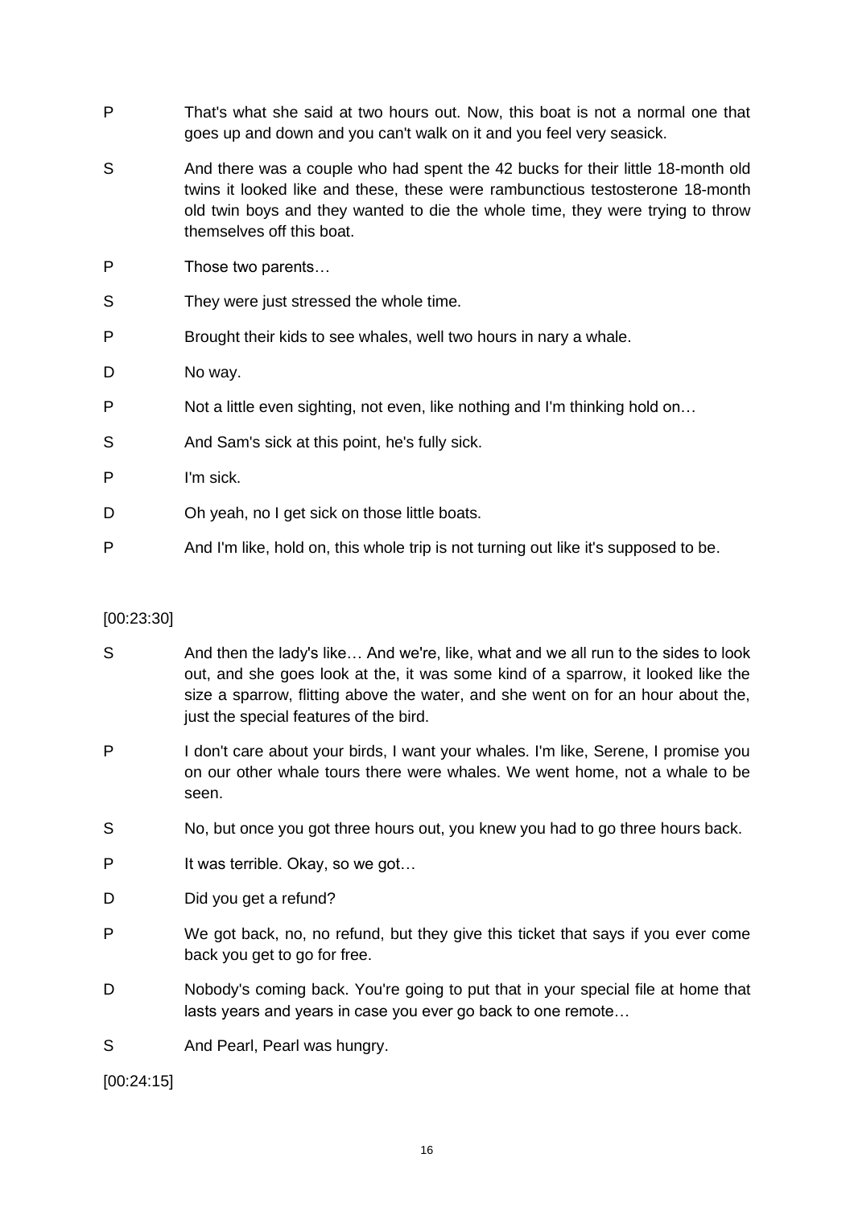P That's what she said at two hours out. Now, this boat is not a normal one that goes up and down and you can't walk on it and you feel very seasick.

S And there was a couple who had spent the 42 bucks for their little 18-month old twins it looked like and these, these were rambunctious testosterone 18-month old twin boys and they wanted to die the whole time, they were trying to throw themselves off this boat.

P Those two parents…

S They were just stressed the whole time.

P Brought their kids to see whales, well two hours in nary a whale.

D No way.

P Not a little even sighting, not even, like nothing and I'm thinking hold on…

S And Sam's sick at this point, he's fully sick.

P I'm sick.

D Oh yeah, no I get sick on those little boats.

P And I'm like, hold on, this whole trip is not turning out like it's supposed to be.

[00:23:30]

S And then the lady's like… And we're, like, what and we all run to the sides to look out, and she goes look at the, it was some kind of a sparrow, it looked like the size a sparrow, flitting above the water, and she went on for an hour about the, just the special features of the bird.

P I don't care about your birds, I want your whales. I'm like, Serene, I promise you on our other whale tours there were whales. We went home, not a whale to be seen.

S No, but once you got three hours out, you knew you had to go three hours back.

P It was terrible. Okay, so we got…

D Did you get a refund?

P We got back, no, no refund, but they give this ticket that says if you ever come back you get to go for free.

D Nobody's coming back. You're going to put that in your special file at home that lasts years and years in case you ever go back to one remote…

S And Pearl, Pearl was hungry.

[00:24:15]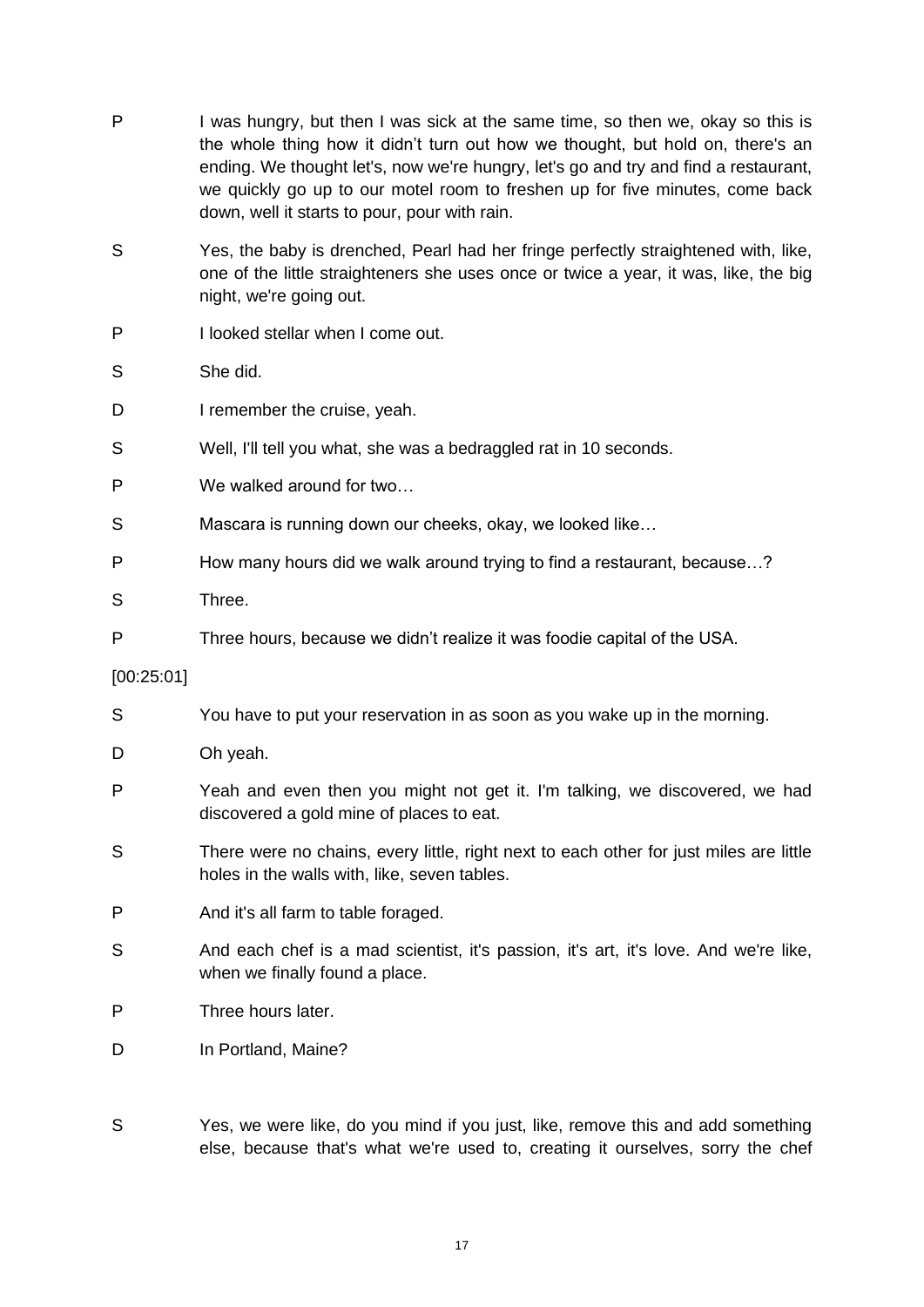P I was hungry, but then I was sick at the same time, so then we, okay so this is the whole thing how it didn't turn out how we thought, but hold on, there's an ending. We thought let's, now we're hungry, let's go and try and find a restaurant, we quickly go up to our motel room to freshen up for five minutes, come back down, well it starts to pour, pour with rain.

S Yes, the baby is drenched, Pearl had her fringe perfectly straightened with, like, one of the little straighteners she uses once or twice a year, it was, like, the big night, we're going out.

P I looked stellar when I come out.

S She did.

D I remember the cruise, yeah.

S Well, I'll tell you what, she was a bedraggled rat in 10 seconds.

P We walked around for two…

S Mascara is running down our cheeks, okay, we looked like…

P How many hours did we walk around trying to find a restaurant, because…?

S Three.

P Three hours, because we didn't realize it was foodie capital of the USA.

[00:25:01]

S You have to put your reservation in as soon as you wake up in the morning.

D Oh yeah.

P Yeah and even then you might not get it. I'm talking, we discovered, we had discovered a gold mine of places to eat.

S There were no chains, every little, right next to each other for just miles are little holes in the walls with, like, seven tables.

P And it's all farm to table foraged.

S And each chef is a mad scientist, it's passion, it's art, it's love. And we're like, when we finally found a place.

P Three hours later.

D In Portland, Maine?

S Yes, we were like, do you mind if you just, like, remove this and add something else, because that's what we're used to, creating it ourselves, sorry the chef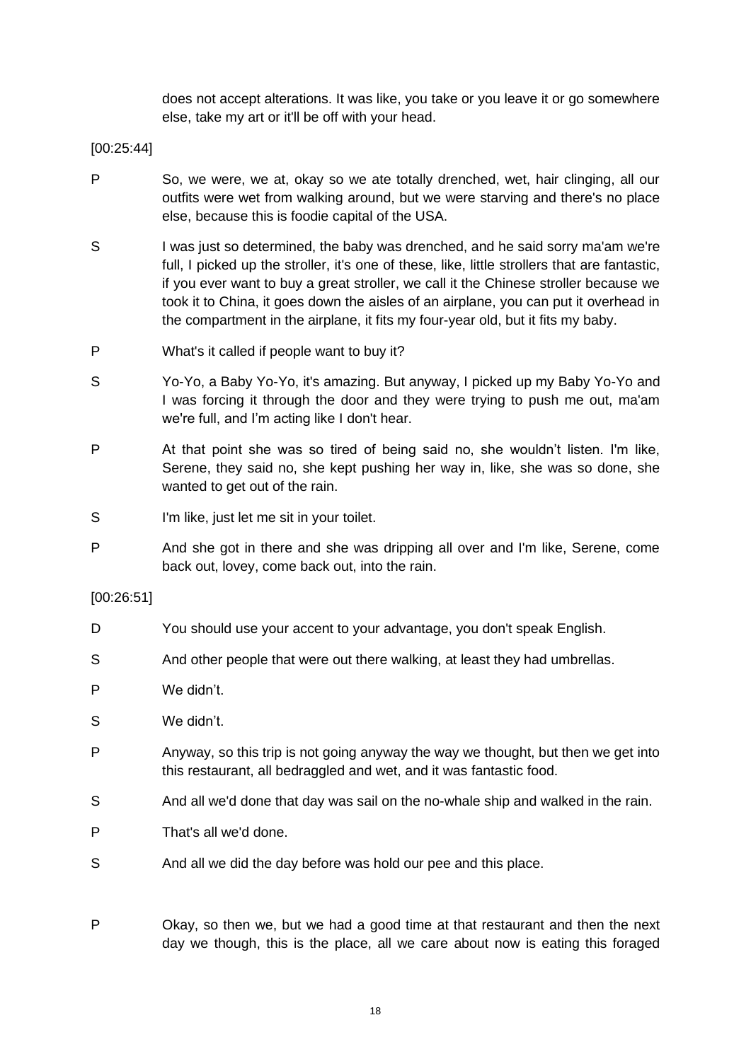does not accept alterations. It was like, you take or you leave it or go somewhere else, take my art or it'll be off with your head.

[00:25:44]

P So, we were, we at, okay so we ate totally drenched, wet, hair clinging, all our outfits were wet from walking around, but we were starving and there's no place else, because this is foodie capital of the USA.

S I was just so determined, the baby was drenched, and he said sorry ma'am we're full, I picked up the stroller, it's one of these, like, little strollers that are fantastic, if you ever want to buy a great stroller, we call it the Chinese stroller because we took it to China, it goes down the aisles of an airplane, you can put it overhead in the compartment in the airplane, it fits my four-year old, but it fits my baby.

P What's it called if people want to buy it?

S Yo-Yo, a Baby Yo-Yo, it's amazing. But anyway, I picked up my Baby Yo-Yo and I was forcing it through the door and they were trying to push me out, ma'am we're full, and I'm acting like I don't hear.

P At that point she was so tired of being said no, she wouldn't listen. I'm like, Serene, they said no, she kept pushing her way in, like, she was so done, she wanted to get out of the rain.

S I'm like, just let me sit in your toilet.

P And she got in there and she was dripping all over and I'm like, Serene, come back out, lovey, come back out, into the rain.

[00:26:51]

D You should use your accent to your advantage, you don't speak English.

S And other people that were out there walking, at least they had umbrellas.

P We didn't.

S We didn't.

P Anyway, so this trip is not going anyway the way we thought, but then we get into this restaurant, all bedraggled and wet, and it was fantastic food.

S And all we'd done that day was sail on the no-whale ship and walked in the rain.

P That's all we'd done.

S And all we did the day before was hold our pee and this place.

P Okay, so then we, but we had a good time at that restaurant and then the next day we though, this is the place, all we care about now is eating this foraged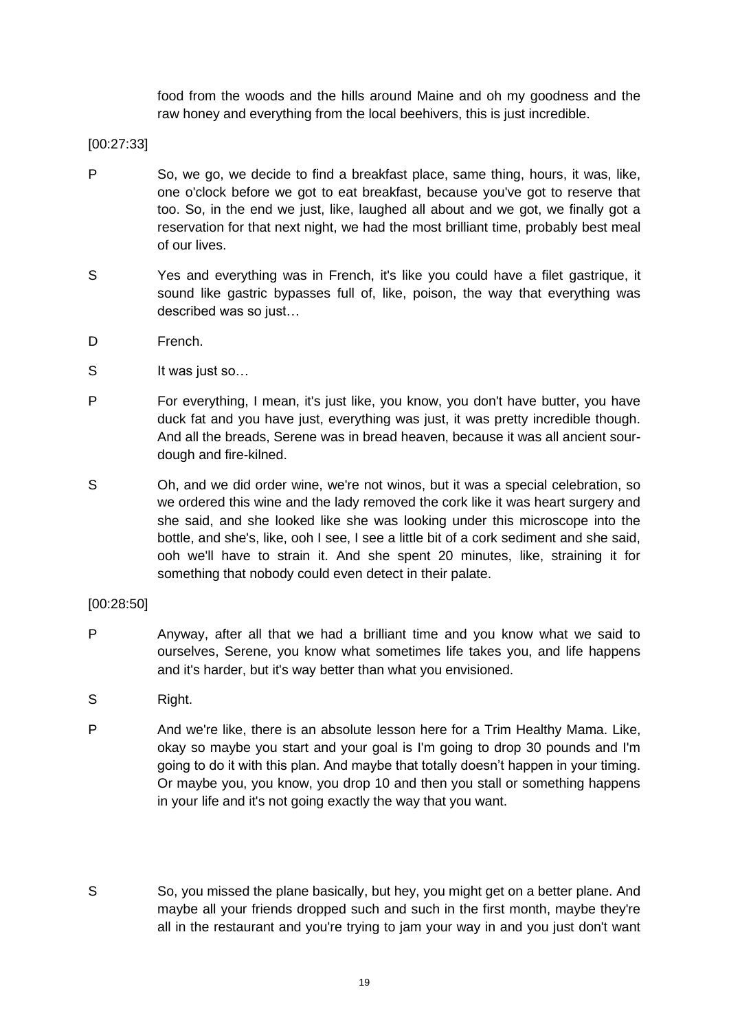food from the woods and the hills around Maine and oh my goodness and the raw honey and everything from the local beehivers, this is just incredible.

[00:27:33]

P So, we go, we decide to find a breakfast place, same thing, hours, it was, like, one o'clock before we got to eat breakfast, because you've got to reserve that too. So, in the end we just, like, laughed all about and we got, we finally got a reservation for that next night, we had the most brilliant time, probably best meal of our lives.

S Yes and everything was in French, it's like you could have a filet gastrique, it sound like gastric bypasses full of, like, poison, the way that everything was described was so just…

D French.

S It was just so…

P For everything, I mean, it's just like, you know, you don't have butter, you have duck fat and you have just, everything was just, it was pretty incredible though. And all the breads, Serene was in bread heaven, because it was all ancient sour-dough and fire-kilned.

S Oh, and we did order wine, we're not winos, but it was a special celebration, so we ordered this wine and the lady removed the cork like it was heart surgery and she said, and she looked like she was looking under this microscope into the bottle, and she's, like, ooh I see, I see a little bit of a cork sediment and she said, ooh we'll have to strain it. And she spent 20 minutes, like, straining it for something that nobody could even detect in their palate.

[00:28:50]

P Anyway, after all that we had a brilliant time and you know what we said to ourselves, Serene, you know what sometimes life takes you, and life happens and it's harder, but it's way better than what you envisioned.

S Right.

P And we're like, there is an absolute lesson here for a Trim Healthy Mama. Like, okay so maybe you start and your goal is I'm going to drop 30 pounds and I'm going to do it with this plan. And maybe that totally doesn't happen in your timing. Or maybe you, you know, you drop 10 and then you stall or something happens in your life and it's not going exactly the way that you want.

S So, you missed the plane basically, but hey, you might get on a better plane. And maybe all your friends dropped such and such in the first month, maybe they're all in the restaurant and you're trying to jam your way in and you just don't want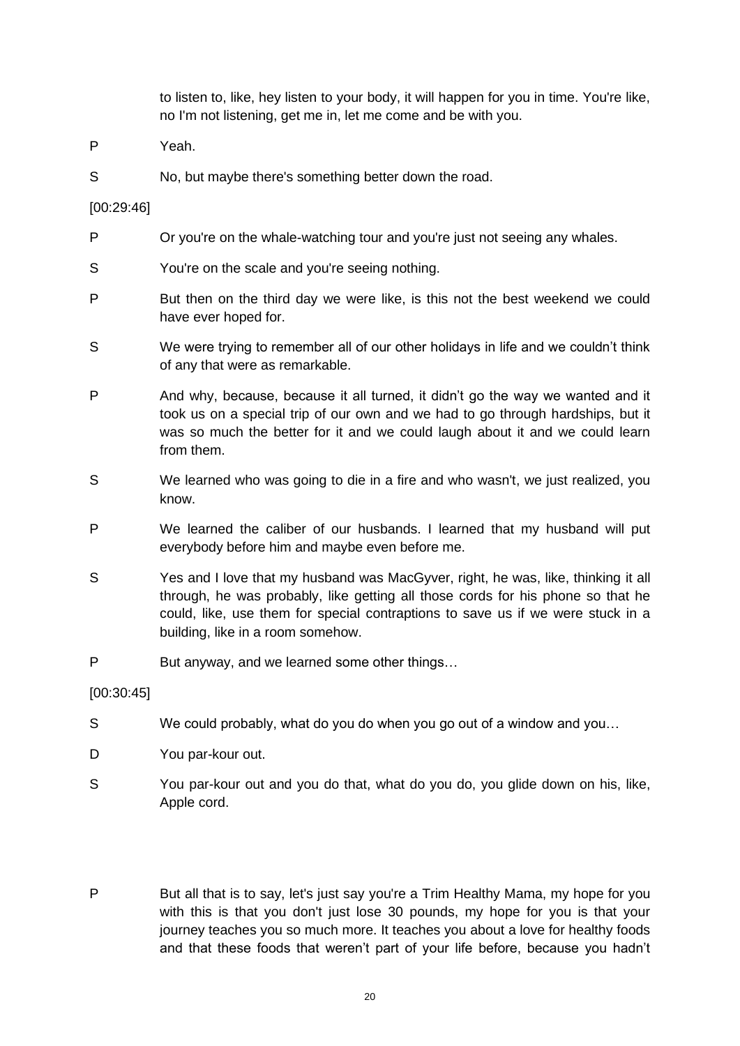to listen to, like, hey listen to your body, it will happen for you in time. You're like, no I'm not listening, get me in, let me come and be with you.

P	Yeah.

S	No, but maybe there's something better down the road.

[00:29:46]

P	Or you're on the whale-watching tour and you're just not seeing any whales.

S	You're on the scale and you're seeing nothing.

P	But then on the third day we were like, is this not the best weekend we could have ever hoped for.

S	We were trying to remember all of our other holidays in life and we couldn't think of any that were as remarkable.

P	And why, because, because it all turned, it didn't go the way we wanted and it took us on a special trip of our own and we had to go through hardships, but it was so much the better for it and we could laugh about it and we could learn from them.

S	We learned who was going to die in a fire and who wasn't, we just realized, you know.

P	We learned the caliber of our husbands. I learned that my husband will put everybody before him and maybe even before me.

S	Yes and I love that my husband was MacGyver, right, he was, like, thinking it all through, he was probably, like getting all those cords for his phone so that he could, like, use them for special contraptions to save us if we were stuck in a building, like in a room somehow.

P	But anyway, and we learned some other things…

[00:30:45]

S	We could probably, what do you do when you go out of a window and you…

D	You par-kour out.

S	You par-kour out and you do that, what do you do, you glide down on his, like, Apple cord.

P	But all that is to say, let's just say you're a Trim Healthy Mama, my hope for you with this is that you don't just lose 30 pounds, my hope for you is that your journey teaches you so much more. It teaches you about a love for healthy foods and that these foods that weren't part of your life before, because you hadn't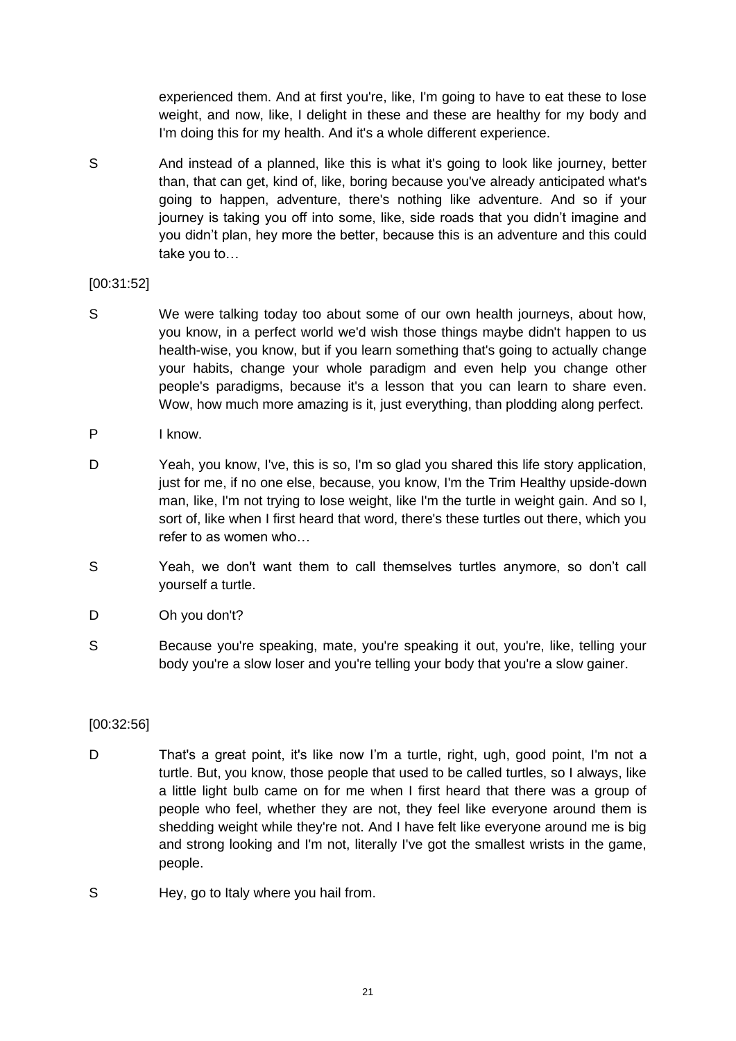experienced them. And at first you're, like, I'm going to have to eat these to lose weight, and now, like, I delight in these and these are healthy for my body and I'm doing this for my health. And it's a whole different experience.

S And instead of a planned, like this is what it's going to look like journey, better than, that can get, kind of, like, boring because you've already anticipated what's going to happen, adventure, there's nothing like adventure. And so if your journey is taking you off into some, like, side roads that you didn't imagine and you didn't plan, hey more the better, because this is an adventure and this could take you to…

[00:31:52]

S We were talking today too about some of our own health journeys, about how, you know, in a perfect world we'd wish those things maybe didn't happen to us health-wise, you know, but if you learn something that's going to actually change your habits, change your whole paradigm and even help you change other people's paradigms, because it's a lesson that you can learn to share even. Wow, how much more amazing is it, just everything, than plodding along perfect.

P I know.

D Yeah, you know, I've, this is so, I'm so glad you shared this life story application, just for me, if no one else, because, you know, I'm the Trim Healthy upside-down man, like, I'm not trying to lose weight, like I'm the turtle in weight gain. And so I, sort of, like when I first heard that word, there's these turtles out there, which you refer to as women who…

S Yeah, we don't want them to call themselves turtles anymore, so don't call yourself a turtle.

D Oh you don't?

S Because you're speaking, mate, you're speaking it out, you're, like, telling your body you're a slow loser and you're telling your body that you're a slow gainer.

[00:32:56]

D That's a great point, it's like now I'm a turtle, right, ugh, good point, I'm not a turtle. But, you know, those people that used to be called turtles, so I always, like a little light bulb came on for me when I first heard that there was a group of people who feel, whether they are not, they feel like everyone around them is shedding weight while they're not. And I have felt like everyone around me is big and strong looking and I'm not, literally I've got the smallest wrists in the game, people.

S Hey, go to Italy where you hail from.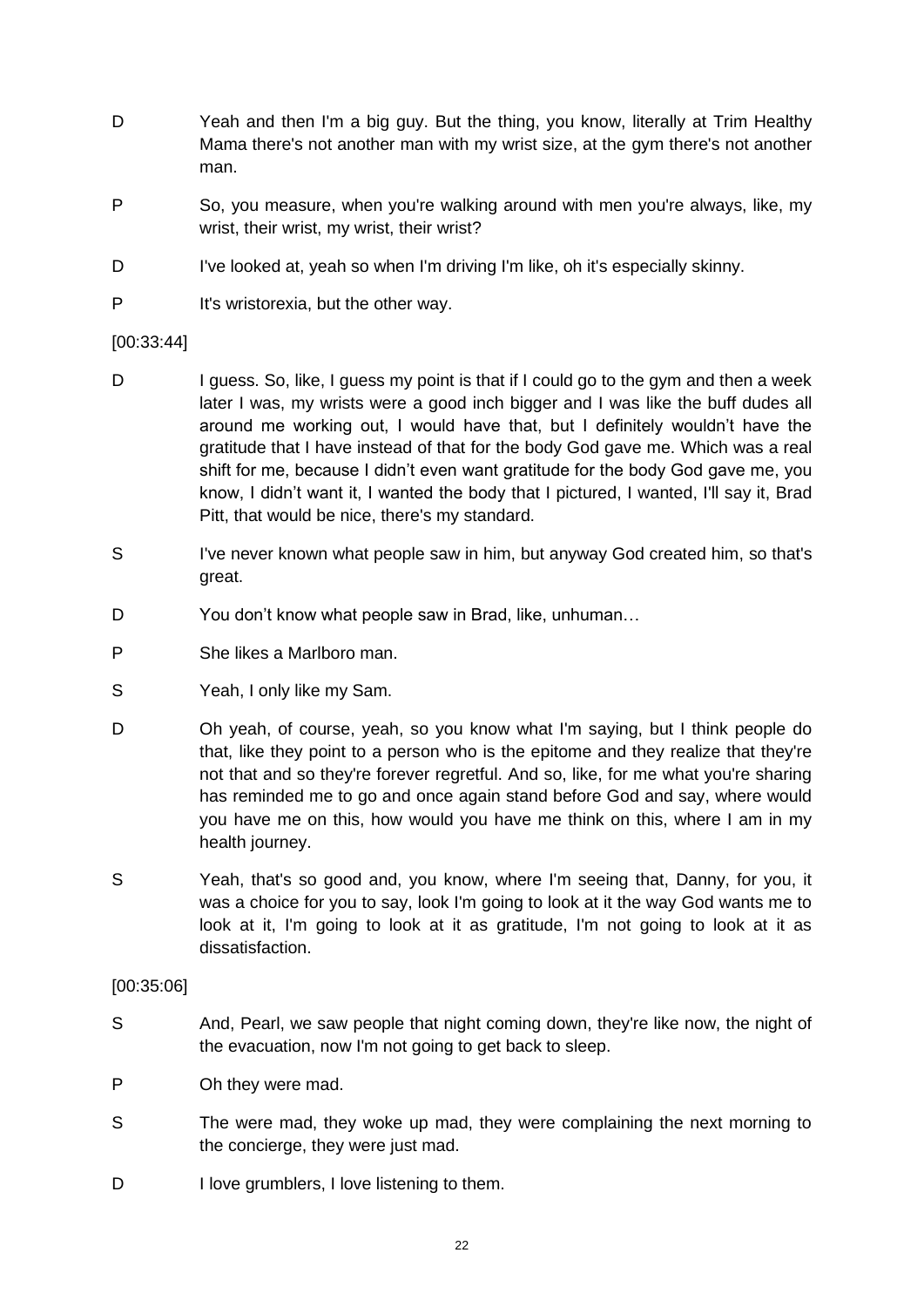D Yeah and then I'm a big guy. But the thing, you know, literally at Trim Healthy Mama there's not another man with my wrist size, at the gym there's not another man.

P So, you measure, when you're walking around with men you're always, like, my wrist, their wrist, my wrist, their wrist?

D I've looked at, yeah so when I'm driving I'm like, oh it's especially skinny.

P It's wristorexia, but the other way.

[00:33:44]

D I guess. So, like, I guess my point is that if I could go to the gym and then a week later I was, my wrists were a good inch bigger and I was like the buff dudes all around me working out, I would have that, but I definitely wouldn't have the gratitude that I have instead of that for the body God gave me. Which was a real shift for me, because I didn't even want gratitude for the body God gave me, you know, I didn't want it, I wanted the body that I pictured, I wanted, I'll say it, Brad Pitt, that would be nice, there's my standard.

S I've never known what people saw in him, but anyway God created him, so that's great.

D You don't know what people saw in Brad, like, unhuman…

P She likes a Marlboro man.

S Yeah, I only like my Sam.

D Oh yeah, of course, yeah, so you know what I'm saying, but I think people do that, like they point to a person who is the epitome and they realize that they're not that and so they're forever regretful. And so, like, for me what you're sharing has reminded me to go and once again stand before God and say, where would you have me on this, how would you have me think on this, where I am in my health journey.

S Yeah, that's so good and, you know, where I'm seeing that, Danny, for you, it was a choice for you to say, look I'm going to look at it the way God wants me to look at it, I'm going to look at it as gratitude, I'm not going to look at it as dissatisfaction.

[00:35:06]

S And, Pearl, we saw people that night coming down, they're like now, the night of the evacuation, now I'm not going to get back to sleep.

P Oh they were mad.

S The were mad, they woke up mad, they were complaining the next morning to the concierge, they were just mad.

D I love grumblers, I love listening to them.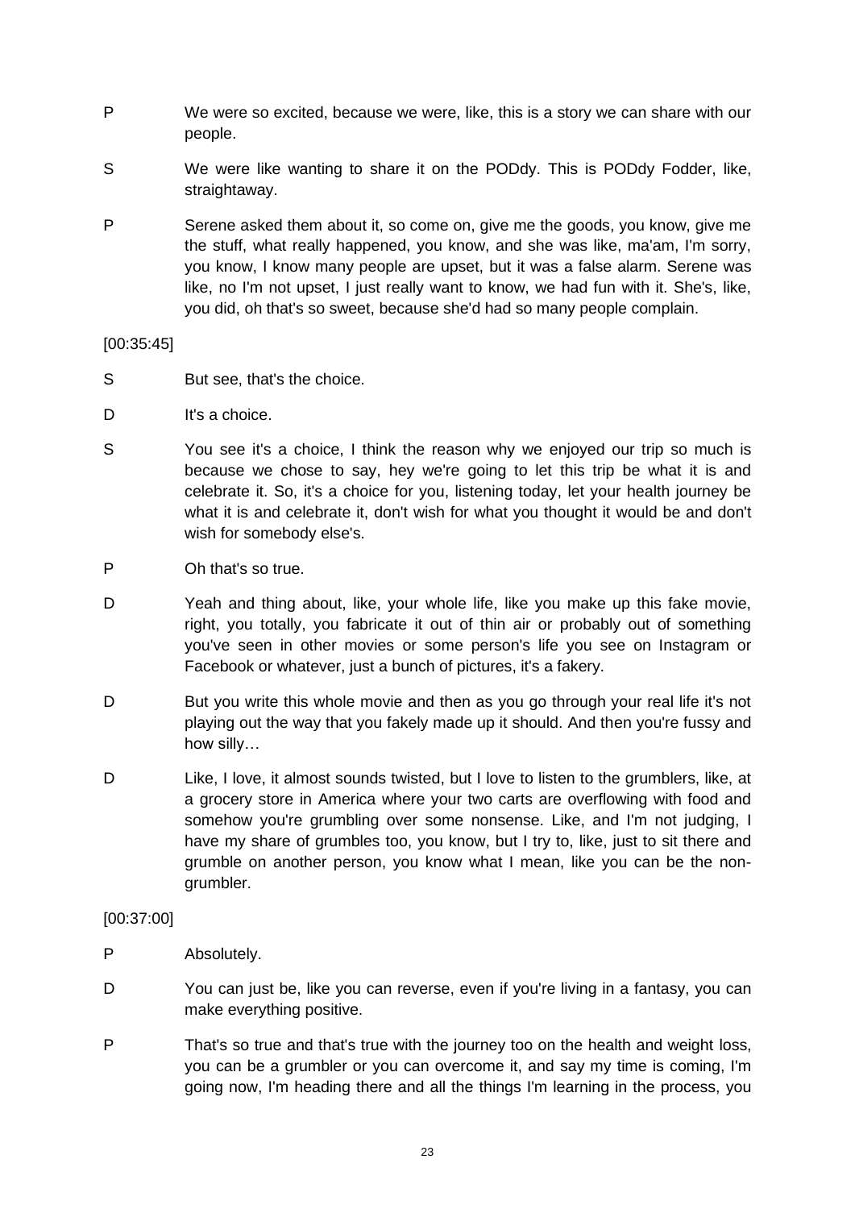P We were so excited, because we were, like, this is a story we can share with our people.

S We were like wanting to share it on the PODdy. This is PODdy Fodder, like, straightaway.

P Serene asked them about it, so come on, give me the goods, you know, give me the stuff, what really happened, you know, and she was like, ma'am, I'm sorry, you know, I know many people are upset, but it was a false alarm. Serene was like, no I'm not upset, I just really want to know, we had fun with it. She's, like, you did, oh that's so sweet, because she'd had so many people complain.

[00:35:45]

S But see, that's the choice.

D It's a choice.

S You see it's a choice, I think the reason why we enjoyed our trip so much is because we chose to say, hey we're going to let this trip be what it is and celebrate it. So, it's a choice for you, listening today, let your health journey be what it is and celebrate it, don't wish for what you thought it would be and don't wish for somebody else's.

P Oh that's so true.

D Yeah and thing about, like, your whole life, like you make up this fake movie, right, you totally, you fabricate it out of thin air or probably out of something you've seen in other movies or some person's life you see on Instagram or Facebook or whatever, just a bunch of pictures, it's a fakery.

D But you write this whole movie and then as you go through your real life it's not playing out the way that you fakely made up it should. And then you're fussy and how silly…

D Like, I love, it almost sounds twisted, but I love to listen to the grumblers, like, at a grocery store in America where your two carts are overflowing with food and somehow you're grumbling over some nonsense. Like, and I'm not judging, I have my share of grumbles too, you know, but I try to, like, just to sit there and grumble on another person, you know what I mean, like you can be the non-grumbler.

[00:37:00]

P Absolutely.

D You can just be, like you can reverse, even if you're living in a fantasy, you can make everything positive.

P That's so true and that's true with the journey too on the health and weight loss, you can be a grumbler or you can overcome it, and say my time is coming, I'm going now, I'm heading there and all the things I'm learning in the process, you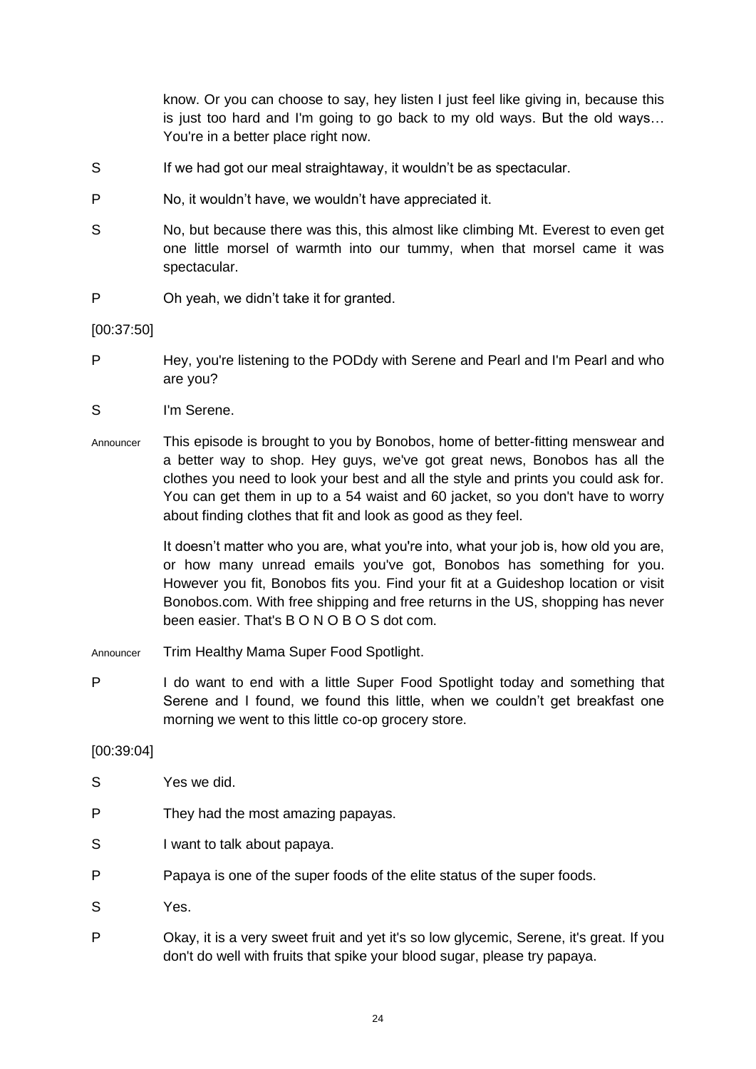know. Or you can choose to say, hey listen I just feel like giving in, because this is just too hard and I'm going to go back to my old ways. But the old ways… You're in a better place right now.

S	If we had got our meal straightaway, it wouldn't be as spectacular.

P	No, it wouldn't have, we wouldn't have appreciated it.

S	No, but because there was this, this almost like climbing Mt. Everest to even get one little morsel of warmth into our tummy, when that morsel came it was spectacular.

P	Oh yeah, we didn't take it for granted.

[00:37:50]

P	Hey, you're listening to the PODdy with Serene and Pearl and I'm Pearl and who are you?

S	I'm Serene.

Announcer	This episode is brought to you by Bonobos, home of better-fitting menswear and a better way to shop. Hey guys, we've got great news, Bonobos has all the clothes you need to look your best and all the style and prints you could ask for. You can get them in up to a 54 waist and 60 jacket, so you don't have to worry about finding clothes that fit and look as good as they feel.

It doesn't matter who you are, what you're into, what your job is, how old you are, or how many unread emails you've got, Bonobos has something for you. However you fit, Bonobos fits you. Find your fit at a Guideshop location or visit Bonobos.com. With free shipping and free returns in the US, shopping has never been easier. That's B O N O B O S dot com.

Announcer	Trim Healthy Mama Super Food Spotlight.

P	I do want to end with a little Super Food Spotlight today and something that Serene and I found, we found this little, when we couldn't get breakfast one morning we went to this little co-op grocery store.

[00:39:04]

S	Yes we did.

P	They had the most amazing papayas.

S	I want to talk about papaya.

P	Papaya is one of the super foods of the elite status of the super foods.

S	Yes.

P	Okay, it is a very sweet fruit and yet it's so low glycemic, Serene, it's great. If you don't do well with fruits that spike your blood sugar, please try papaya.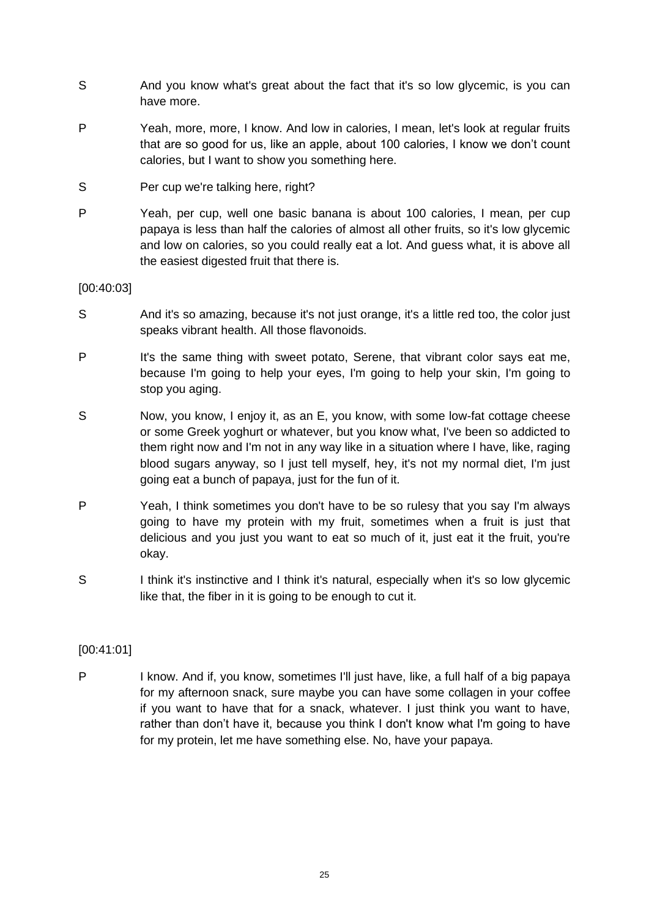S And you know what's great about the fact that it's so low glycemic, is you can have more.

P Yeah, more, more, I know. And low in calories, I mean, let's look at regular fruits that are so good for us, like an apple, about 100 calories, I know we don't count calories, but I want to show you something here.

S Per cup we're talking here, right?

P Yeah, per cup, well one basic banana is about 100 calories, I mean, per cup papaya is less than half the calories of almost all other fruits, so it's low glycemic and low on calories, so you could really eat a lot. And guess what, it is above all the easiest digested fruit that there is.

[00:40:03]

S And it's so amazing, because it's not just orange, it's a little red too, the color just speaks vibrant health. All those flavonoids.

P It's the same thing with sweet potato, Serene, that vibrant color says eat me, because I'm going to help your eyes, I'm going to help your skin, I'm going to stop you aging.

S Now, you know, I enjoy it, as an E, you know, with some low-fat cottage cheese or some Greek yoghurt or whatever, but you know what, I've been so addicted to them right now and I'm not in any way like in a situation where I have, like, raging blood sugars anyway, so I just tell myself, hey, it's not my normal diet, I'm just going eat a bunch of papaya, just for the fun of it.

P Yeah, I think sometimes you don't have to be so rulesy that you say I'm always going to have my protein with my fruit, sometimes when a fruit is just that delicious and you just you want to eat so much of it, just eat it the fruit, you're okay.

S I think it's instinctive and I think it's natural, especially when it's so low glycemic like that, the fiber in it is going to be enough to cut it.

[00:41:01]

P I know. And if, you know, sometimes I'll just have, like, a full half of a big papaya for my afternoon snack, sure maybe you can have some collagen in your coffee if you want to have that for a snack, whatever. I just think you want to have, rather than don't have it, because you think I don't know what I'm going to have for my protein, let me have something else. No, have your papaya.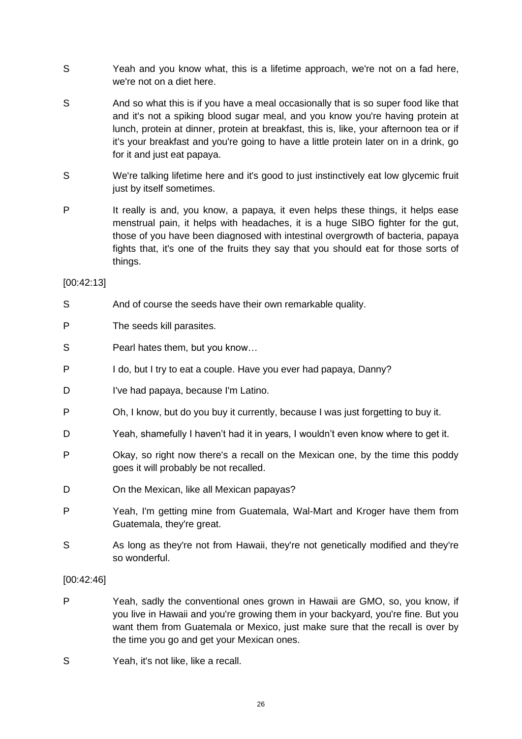S Yeah and you know what, this is a lifetime approach, we're not on a fad here, we're not on a diet here.

S And so what this is if you have a meal occasionally that is so super food like that and it's not a spiking blood sugar meal, and you know you're having protein at lunch, protein at dinner, protein at breakfast, this is, like, your afternoon tea or if it's your breakfast and you're going to have a little protein later on in a drink, go for it and just eat papaya.

S We're talking lifetime here and it's good to just instinctively eat low glycemic fruit just by itself sometimes.

P It really is and, you know, a papaya, it even helps these things, it helps ease menstrual pain, it helps with headaches, it is a huge SIBO fighter for the gut, those of you have been diagnosed with intestinal overgrowth of bacteria, papaya fights that, it's one of the fruits they say that you should eat for those sorts of things.

[00:42:13]

S And of course the seeds have their own remarkable quality.

P The seeds kill parasites.

S Pearl hates them, but you know…

P I do, but I try to eat a couple. Have you ever had papaya, Danny?

D I've had papaya, because I'm Latino.

P Oh, I know, but do you buy it currently, because I was just forgetting to buy it.

D Yeah, shamefully I haven't had it in years, I wouldn't even know where to get it.

P Okay, so right now there's a recall on the Mexican one, by the time this poddy goes it will probably be not recalled.

D On the Mexican, like all Mexican papayas?

P Yeah, I'm getting mine from Guatemala, Wal-Mart and Kroger have them from Guatemala, they're great.

S As long as they're not from Hawaii, they're not genetically modified and they're so wonderful.

[00:42:46]

P Yeah, sadly the conventional ones grown in Hawaii are GMO, so, you know, if you live in Hawaii and you're growing them in your backyard, you're fine. But you want them from Guatemala or Mexico, just make sure that the recall is over by the time you go and get your Mexican ones.

S Yeah, it's not like, like a recall.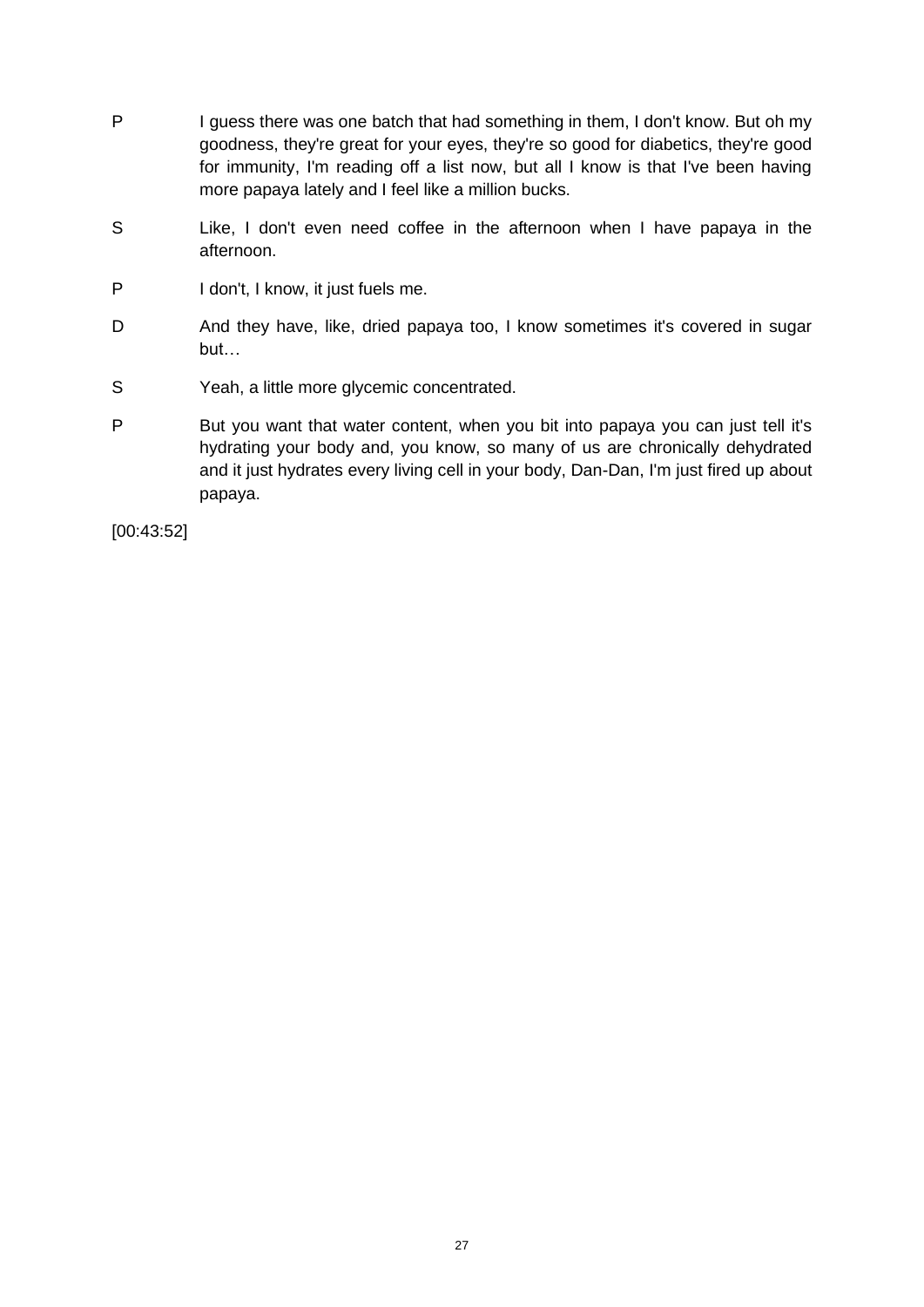P I guess there was one batch that had something in them, I don't know. But oh my goodness, they're great for your eyes, they're so good for diabetics, they're good for immunity, I'm reading off a list now, but all I know is that I've been having more papaya lately and I feel like a million bucks.

S Like, I don't even need coffee in the afternoon when I have papaya in the afternoon.

P I don't, I know, it just fuels me.

D And they have, like, dried papaya too, I know sometimes it's covered in sugar but…

S Yeah, a little more glycemic concentrated.

P But you want that water content, when you bit into papaya you can just tell it's hydrating your body and, you know, so many of us are chronically dehydrated and it just hydrates every living cell in your body, Dan-Dan, I'm just fired up about papaya.

[00:43:52]